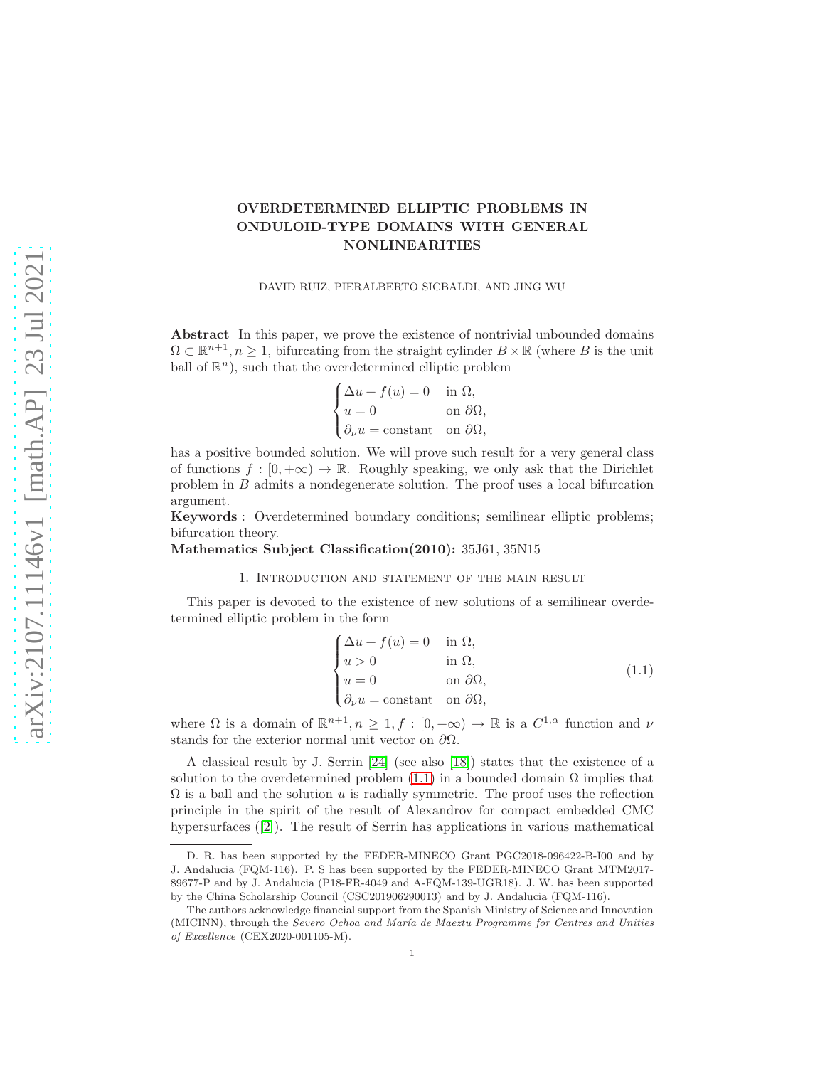# OVERDETERMINED ELLIPTIC PROBLEMS IN ONDULOID-TYPE DOMAINS WITH GENERAL NONLINEARITIES

DAVID RUIZ, PIERALBERTO SICBALDI, AND JING WU

**Abstract** In this paper, we prove the existence of nontrivial unbounded domains $\Omega \subset \mathbb{R}^{n+1}, n \geq 1$, bifurcating from the straight cylinder $B \times \mathbb{R}$ (where $B$ is the unit ball of $\mathbb{R}^n$), such that the overdetermined elliptic problem

$$\begin{cases} \Delta u + f(u) = 0 & \text{in } \Omega, \\ u = 0 & \text{on } \partial\Omega, \\ \partial_\nu u = \text{constant} & \text{on } \partial\Omega, \end{cases}$$

has a positive bounded solution. We will prove such result for a very general class of functions $f : [0, +\infty) \to \mathbb{R}$. Roughly speaking, we only ask that the Dirichlet problem in $B$ admits a nondegenerate solution. The proof uses a local bifurcation argument.

**Keywords** : Overdetermined boundary conditions; semilinear elliptic problems; bifurcation theory.

**Mathematics Subject Classification(2010):** 35J61, 35N15

## 1. Introduction and statement of the main result

This paper is devoted to the existence of new solutions of a semilinear overdetermined elliptic problem in the form

$$\begin{cases} \Delta u + f(u) = 0 & \text{in } \Omega, \\ u > 0 & \text{in } \Omega, \\ u = 0 & \text{on } \partial\Omega, \\ \partial_\nu u = \text{constant} & \text{on } \partial\Omega, \end{cases} \tag{1.1}$$

where $\Omega$ is a domain of $\mathbb{R}^{n+1}, n \geq 1, f : [0, +\infty) \to \mathbb{R}$ is a $C^{1,\alpha}$ function and $\nu$ stands for the exterior normal unit vector on $\partial\Omega$.

A classical result by J. Serrin [24] (see also [18]) states that the existence of a solution to the overdetermined problem (1.1) in a bounded domain $\Omega$ implies that $\Omega$ is a ball and the solution $u$ is radially symmetric. The proof uses the reflection principle in the spirit of the result of Alexandrov for compact embedded CMC hypersurfaces ([2]). The result of Serrin has applications in various mathematical

D. R. has been supported by the FEDER-MINECO Grant PGC2018-096422-B-I00 and by J. Andalucia (FQM-116). P. S has been supported by the FEDER-MINECO Grant MTM2017-89677-P and by J. Andalucia (P18-FR-4049 and A-FQM-139-UGR18). J. W. has been supported by the China Scholarship Council (CSC201906290013) and by J. Andalucia (FQM-116).

The authors acknowledge financial support from the Spanish Ministry of Science and Innovation (MICINN), through the *Severo Ochoa and María de Maeztu Programme for Centres and Unities of Excellence* (CEX2020-001105-M).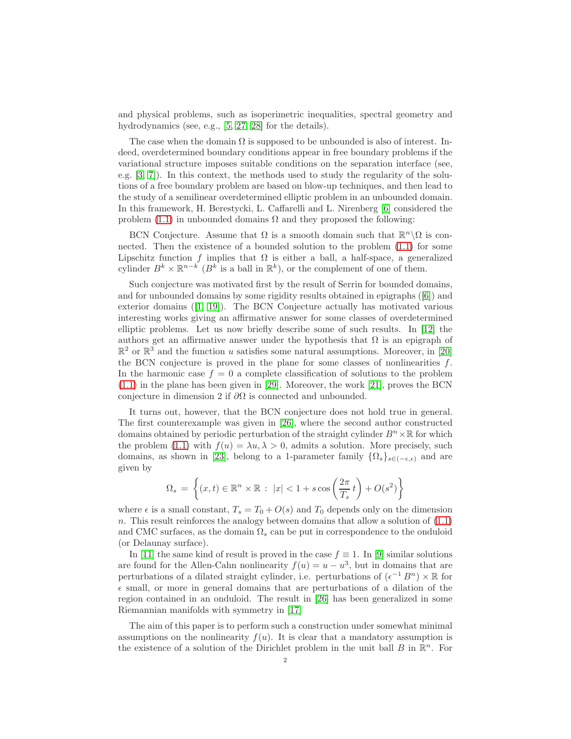and physical problems, such as isoperimetric inequalities, spectral geometry and hydrodynamics (see, e.g., [5, 27, 28] for the details).

The case when the domain $\Omega$ is supposed to be unbounded is also of interest. Indeed, overdetermined boundary conditions appear in free boundary problems if the variational structure imposes suitable conditions on the separation interface (see, e.g. [3, 7]). In this context, the methods used to study the regularity of the solutions of a free boundary problem are based on blow-up techniques, and then lead to the study of a semilinear overdetermined elliptic problem in an unbounded domain. In this framework, H. Berestycki, L. Caffarelli and L. Nirenberg [6] considered the problem (1.1) in unbounded domains $\Omega$ and they proposed the following:

BCN Conjecture. Assume that $\Omega$ is a smooth domain such that $\mathbb{R}^n \backslash \Omega$ is connected. Then the existence of a bounded solution to the problem (1.1) for some Lipschitz function $f$ implies that $\Omega$ is either a ball, a half-space, a generalized cylinder $B^k \times \mathbb{R}^{n-k}$ ($B^k$ is a ball in $\mathbb{R}^k$), or the complement of one of them.

Such conjecture was motivated first by the result of Serrin for bounded domains, and for unbounded domains by some rigidity results obtained in epigraphs ([6]) and exterior domains ([1, 19]). The BCN Conjecture actually has motivated various interesting works giving an affirmative answer for some classes of overdetermined elliptic problems. Let us now briefly describe some of such results. In [12] the authors get an affirmative answer under the hypothesis that $\Omega$ is an epigraph of $\mathbb{R}^2$ or $\mathbb{R}^3$ and the function $u$ satisfies some natural assumptions. Moreover, in [20] the BCN conjecture is proved in the plane for some classes of nonlinearities $f$. In the harmonic case $f = 0$ a complete classification of solutions to the problem (1.1) in the plane has been given in [29]. Moreover, the work [21], proves the BCN conjecture in dimension 2 if $\partial\Omega$ is connected and unbounded.

It turns out, however, that the BCN conjecture does not hold true in general. The first counterexample was given in [26], where the second author constructed domains obtained by periodic perturbation of the straight cylinder $B^n \times \mathbb{R}$ for which the problem (1.1) with $f(u) = \lambda u, \lambda > 0$, admits a solution. More precisely, such domains, as shown in [23], belong to a 1-parameter family $\{\Omega_s\}_{s \in (-\epsilon, \epsilon)}$ and are given by

$$\Omega_s = \left\{ (x, t) \in \mathbb{R}^n \times \mathbb{R} \; : \; |x| < 1 + s \cos\left(\frac{2\pi}{T_s} t\right) + O(s^2) \right\}$$

where $\epsilon$ is a small constant, $T_s = T_0 + O(s)$ and $T_0$ depends only on the dimension $n$. This result reinforces the analogy between domains that allow a solution of (1.1) and CMC surfaces, as the domain $\Omega_s$ can be put in correspondence to the onduloid (or Delaunay surface).

In [11] the same kind of result is proved in the case $f \equiv 1$. In [9] similar solutions are found for the Allen-Cahn nonlinearity $f(u) = u - u^3$, but in domains that are perturbations of a dilated straight cylinder, i.e. perturbations of $(\epsilon^{-1} B^n) \times \mathbb{R}$ for $\epsilon$ small, or more in general domains that are perturbations of a dilation of the region contained in an onduloid. The result in [26] has been generalized in some Riemannian manifolds with symmetry in [17]

The aim of this paper is to perform such a construction under somewhat minimal assumptions on the nonlinearity $f(u)$. It is clear that a mandatory assumption is the existence of a solution of the Dirichlet problem in the unit ball $B$ in $\mathbb{R}^n$. For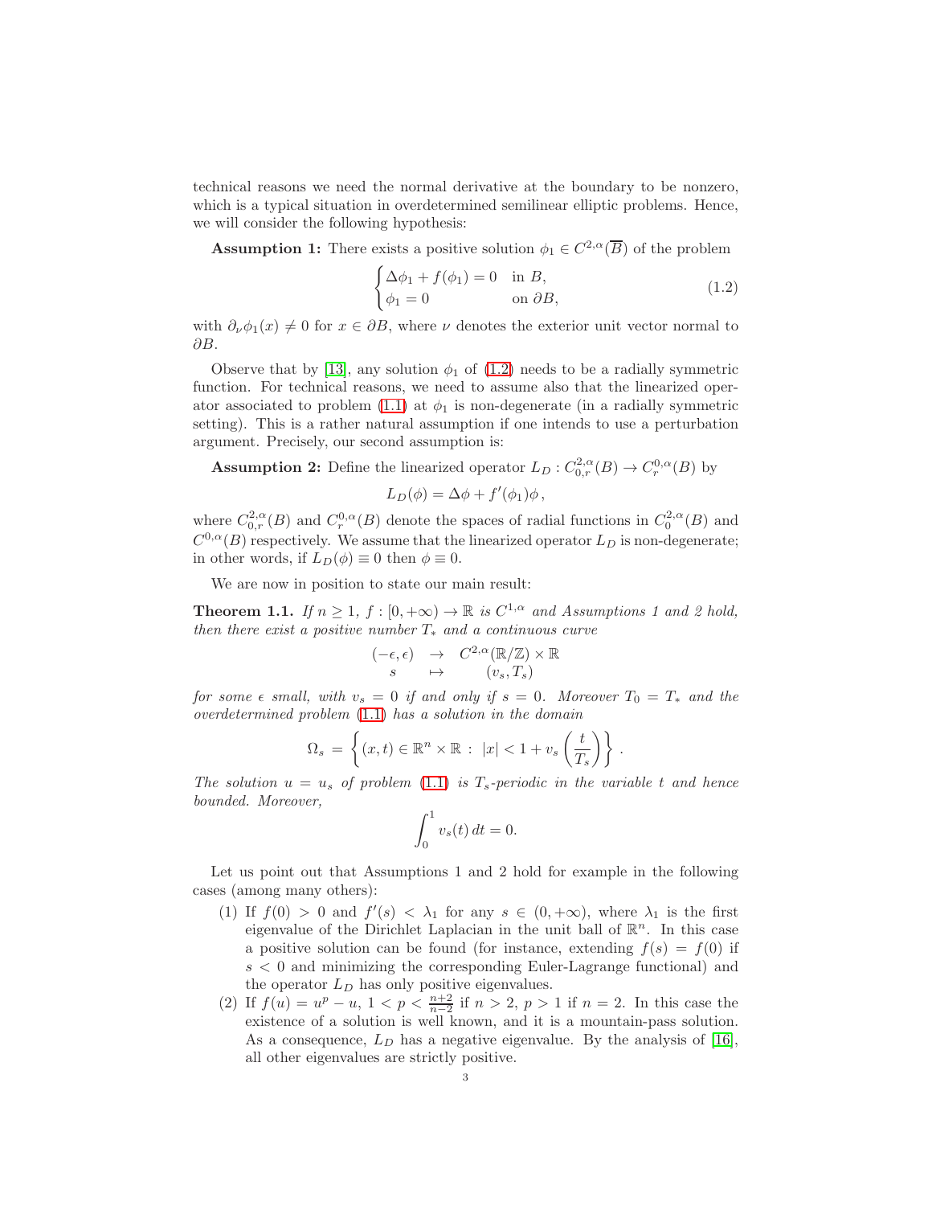technical reasons we need the normal derivative at the boundary to be nonzero, which is a typical situation in overdetermined semilinear elliptic problems. Hence, we will consider the following hypothesis:

**Assumption 1:** There exists a positive solution $\phi_1 \in C^{2,\alpha}(\overline{B})$ of the problem

$$\begin{cases} \Delta \phi_1 + f(\phi_1) = 0 & \text{in } B, \\ \phi_1 = 0 & \text{on } \partial B, \end{cases} \tag{1.2}$$

with $\partial_\nu \phi_1(x) \neq 0$ for $x \in \partial B$, where $\nu$ denotes the exterior unit vector normal to $\partial B$.

Observe that by [13], any solution $\phi_1$ of (1.2) needs to be a radially symmetric function. For technical reasons, we need to assume also that the linearized operator associated to problem (1.1) at $\phi_1$ is non-degenerate (in a radially symmetric setting). This is a rather natural assumption if one intends to use a perturbation argument. Precisely, our second assumption is:

**Assumption 2:** Define the linearized operator $L_D : C^{2,\alpha}_{0,r}(B) \to C^{0,\alpha}_r(B)$ by

$$L_D(\phi) = \Delta \phi + f'(\phi_1)\phi \, ,$$

where $C^{2,\alpha}_{0,r}(B)$ and $C^{0,\alpha}_r(B)$ denote the spaces of radial functions in $C^{2,\alpha}_0(B)$ and $C^{0,\alpha}(B)$ respectively. We assume that the linearized operator $L_D$ is non-degenerate; in other words, if $L_D(\phi) \equiv 0$ then $\phi \equiv 0$.

We are now in position to state our main result:

**Theorem 1.1.** *If $n \geq 1$, $f : [0, +\infty) \to \mathbb{R}$ is $C^{1,\alpha}$ and Assumptions 1 and 2 hold, then there exist a positive number $T_*$ and a continuous curve*

$$\begin{array}{ccc} (-\epsilon, \epsilon) & \to & C^{2,\alpha}(\mathbb{R}/\mathbb{Z}) \times \mathbb{R} \\ s & \mapsto & (v_s, T_s) \end{array}$$

*for some $\epsilon$ small, with $v_s = 0$ if and only if $s = 0$. Moreover $T_0 = T_*$ and the overdetermined problem (1.1) has a solution in the domain*

$$\Omega_s = \left\{ (x, t) \in \mathbb{R}^n \times \mathbb{R} : \; |x| < 1 + v_s \left( \frac{t}{T_s} \right) \right\} .$$

*The solution $u = u_s$ of problem (1.1) is $T_s$-periodic in the variable $t$ and hence bounded. Moreover,*

$$\int_0^1 v_s(t) \, dt = 0.$$

Let us point out that Assumptions 1 and 2 hold for example in the following cases (among many others):

(1) If $f(0) > 0$ and $f'(s) < \lambda_1$ for any $s \in (0, +\infty)$, where $\lambda_1$ is the first eigenvalue of the Dirichlet Laplacian in the unit ball of $\mathbb{R}^n$. In this case a positive solution can be found (for instance, extending $f(s) = f(0)$ if $s < 0$ and minimizing the corresponding Euler-Lagrange functional) and the operator $L_D$ has only positive eigenvalues.

(2) If $f(u) = u^p - u$, $1 < p < \frac{n+2}{n-2}$ if $n > 2$, $p > 1$ if $n = 2$. In this case the existence of a solution is well known, and it is a mountain-pass solution. As a consequence, $L_D$ has a negative eigenvalue. By the analysis of [16], all other eigenvalues are strictly positive.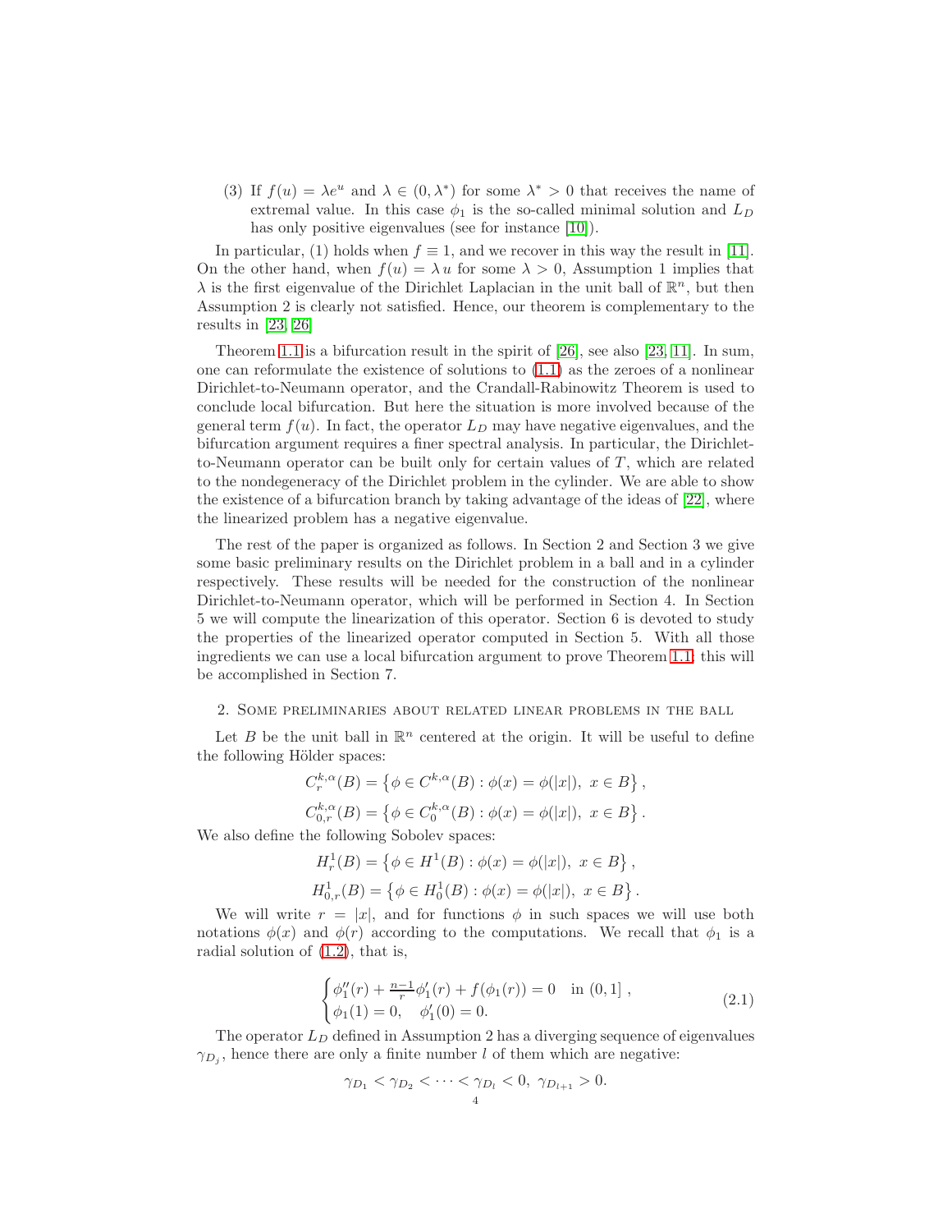(3) If $f(u) = \lambda e^u$ and $\lambda \in (0, \lambda^*)$ for some $\lambda^* > 0$ that receives the name of extremal value. In this case $\phi_1$ is the so-called minimal solution and $L_D$ has only positive eigenvalues (see for instance [10]).

In particular, (1) holds when $f \equiv 1$, and we recover in this way the result in [11]. On the other hand, when $f(u) = \lambda\, u$ for some $\lambda > 0$, Assumption 1 implies that $\lambda$ is the first eigenvalue of the Dirichlet Laplacian in the unit ball of $\mathbb{R}^n$, but then Assumption 2 is clearly not satisfied. Hence, our theorem is complementary to the results in [23, 26]

Theorem 1.1 is a bifurcation result in the spirit of [26], see also [23, 11]. In sum, one can reformulate the existence of solutions to (1.1) as the zeroes of a nonlinear Dirichlet-to-Neumann operator, and the Crandall-Rabinowitz Theorem is used to conclude local bifurcation. But here the situation is more involved because of the general term $f(u)$. In fact, the operator $L_D$ may have negative eigenvalues, and the bifurcation argument requires a finer spectral analysis. In particular, the Dirichlet-to-Neumann operator can be built only for certain values of $T$, which are related to the nondegeneracy of the Dirichlet problem in the cylinder. We are able to show the existence of a bifurcation branch by taking advantage of the ideas of [22], where the linearized problem has a negative eigenvalue.

The rest of the paper is organized as follows. In Section 2 and Section 3 we give some basic preliminary results on the Dirichlet problem in a ball and in a cylinder respectively. These results will be needed for the construction of the nonlinear Dirichlet-to-Neumann operator, which will be performed in Section 4. In Section 5 we will compute the linearization of this operator. Section 6 is devoted to study the properties of the linearized operator computed in Section 5. With all those ingredients we can use a local bifurcation argument to prove Theorem 1.1; this will be accomplished in Section 7.

## 2. Some preliminaries about related linear problems in the ball

Let $B$ be the unit ball in $\mathbb{R}^n$ centered at the origin. It will be useful to define the following Hölder spaces:

$$C_r^{k,\alpha}(B) = \left\{ \phi \in C^{k,\alpha}(B) : \phi(x) = \phi(|x|),\ x \in B \right\},$$

$$C_{0,r}^{k,\alpha}(B) = \left\{ \phi \in C_0^{k,\alpha}(B) : \phi(x) = \phi(|x|),\ x \in B \right\}.$$

We also define the following Sobolev spaces:

$$H_r^1(B) = \left\{ \phi \in H^1(B) : \phi(x) = \phi(|x|),\ x \in B \right\},$$

$$H_{0,r}^1(B) = \left\{ \phi \in H_0^1(B) : \phi(x) = \phi(|x|),\ x \in B \right\}.$$

We will write $r = |x|$, and for functions $\phi$ in such spaces we will use both notations $\phi(x)$ and $\phi(r)$ according to the computations. We recall that $\phi_1$ is a radial solution of (1.2), that is,

$$\begin{cases} \phi_1''(r) + \frac{n-1}{r}\phi_1'(r) + f(\phi_1(r)) = 0 & \text{in } (0,1]\ , \\ \phi_1(1) = 0, \quad \phi_1'(0) = 0. \end{cases} \tag{2.1}$$

The operator $L_D$ defined in Assumption 2 has a diverging sequence of eigenvalues $\gamma_{D_j}$, hence there are only a finite number $l$ of them which are negative:

$$\gamma_{D_1} < \gamma_{D_2} < \cdots < \gamma_{D_l} < 0,\ \gamma_{D_{l+1}} > 0.$$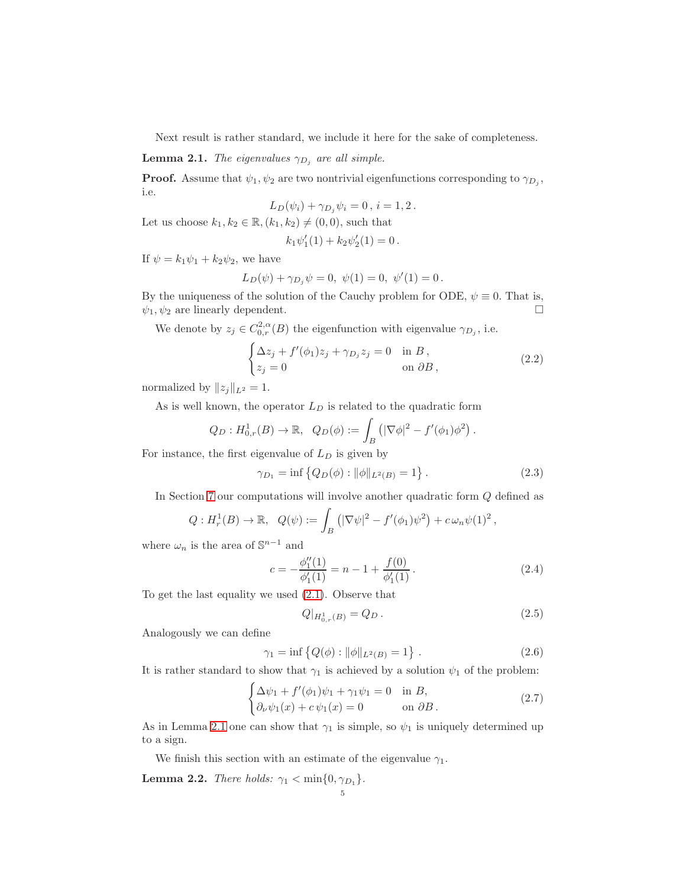Next result is rather standard, we include it here for the sake of completeness.

**Lemma 2.1.** *The eigenvalues $\gamma_{D_j}$ are all simple.*

**Proof.** Assume that $\psi_1, \psi_2$ are two nontrivial eigenfunctions corresponding to $\gamma_{D_j}$, i.e.

$$L_D(\psi_i) + \gamma_{D_j}\psi_i = 0\,,\; i = 1, 2\,.$$

Let us choose $k_1, k_2 \in \mathbb{R}, (k_1, k_2) \neq (0, 0)$, such that

$$k_1\psi_1'(1) + k_2\psi_2'(1) = 0\,.$$

If $\psi = k_1\psi_1 + k_2\psi_2$, we have

$$L_D(\psi) + \gamma_{D_j}\psi = 0,\;\; \psi(1) = 0,\;\; \psi'(1) = 0\,.$$

By the uniqueness of the solution of the Cauchy problem for ODE, $\psi \equiv 0$. That is, $\psi_1, \psi_2$ are linearly dependent. □

We denote by $z_j \in C^{2,\alpha}_{0,r}(B)$ the eigenfunction with eigenvalue $\gamma_{D_j}$, i.e.

$$\begin{cases} \Delta z_j + f'(\phi_1)z_j + \gamma_{D_j} z_j = 0 & \text{in } B\,, \\ z_j = 0 & \text{on } \partial B\,, \end{cases} \tag{2.2}$$

normalized by $\|z_j\|_{L^2} = 1$.

As is well known, the operator $L_D$ is related to the quadratic form

$$Q_D : H^1_{0,r}(B) \to \mathbb{R},\;\; Q_D(\phi) := \int_B \left(|\nabla\phi|^2 - f'(\phi_1)\phi^2\right).$$

For instance, the first eigenvalue of $L_D$ is given by

$$\gamma_{D_1} = \inf\left\{Q_D(\phi) : \|\phi\|_{L^2(B)} = 1\right\}. \tag{2.3}$$

In Section 7 our computations will involve another quadratic form $Q$ defined as

$$Q : H^1_r(B) \to \mathbb{R},\;\; Q(\psi) := \int_B \left(|\nabla\psi|^2 - f'(\phi_1)\psi^2\right) + c\,\omega_n \psi(1)^2\,,$$

where $\omega_n$ is the area of $\mathbb{S}^{n-1}$ and

$$c = -\frac{\phi_1''(1)}{\phi_1'(1)} = n - 1 + \frac{f(0)}{\phi_1'(1)}\,. \tag{2.4}$$

To get the last equality we used (2.1). Observe that

$$Q|_{H^1_{0,r}(B)} = Q_D\,. \tag{2.5}$$

Analogously we can define

$$\gamma_1 = \inf\left\{Q(\phi) : \|\phi\|_{L^2(B)} = 1\right\}. \tag{2.6}$$

It is rather standard to show that $\gamma_1$ is achieved by a solution $\psi_1$ of the problem:

$$\begin{cases} \Delta\psi_1 + f'(\phi_1)\psi_1 + \gamma_1\psi_1 = 0 & \text{in } B, \\ \partial_\nu\psi_1(x) + c\,\psi_1(x) = 0 & \text{on } \partial B\,. \end{cases} \tag{2.7}$$

As in Lemma 2.1 one can show that $\gamma_1$ is simple, so $\psi_1$ is uniquely determined up to a sign.

We finish this section with an estimate of the eigenvalue $\gamma_1$.

**Lemma 2.2.** *There holds: $\gamma_1 < \min\{0, \gamma_{D_1}\}$.*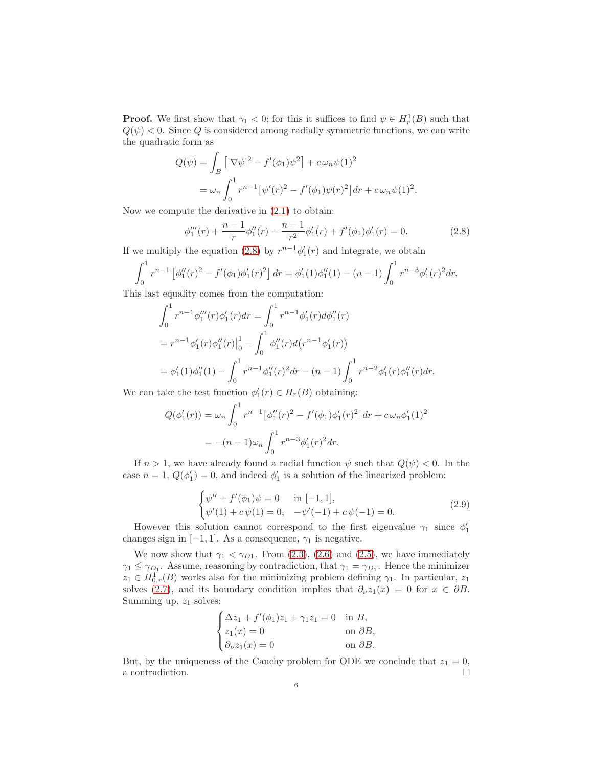**Proof.** We first show that $\gamma_1 < 0$; for this it suffices to find $\psi \in H^1_r(B)$ such that $Q(\psi) < 0$. Since $Q$ is considered among radially symmetric functions, we can write the quadratic form as

$$
\begin{aligned}
Q(\psi) &= \int_B \left[|\nabla\psi|^2 - f'(\phi_1)\psi^2\right] + c\,\omega_n \psi(1)^2 \\
&= \omega_n \int_0^1 r^{n-1}\big[\psi'(r)^2 - f'(\phi_1)\psi(r)^2\big]dr + c\,\omega_n \psi(1)^2.
\end{aligned}
$$

Now we compute the derivative in (2.1) to obtain:

$$
\phi_1'''(r) + \frac{n-1}{r}\phi_1''(r) - \frac{n-1}{r^2}\phi_1'(r) + f'(\phi_1)\phi_1'(r) = 0. \tag{2.8}
$$

If we multiply the equation (2.8) by $r^{n-1}\phi_1'(r)$ and integrate, we obtain

$$
\int_0^1 r^{n-1}\left[\phi_1''(r)^2 - f'(\phi_1)\phi_1'(r)^2\right]dr = \phi_1'(1)\phi_1''(1) - (n-1)\int_0^1 r^{n-3}\phi_1'(r)^2 dr.
$$

This last equality comes from the computation:

$$
\begin{aligned}
&\int_0^1 r^{n-1}\phi_1'''(r)\phi_1'(r)dr = \int_0^1 r^{n-1}\phi_1'(r)d\phi_1''(r) \\
&= r^{n-1}\phi_1'(r)\phi_1''(r)\big|_0^1 - \int_0^1 \phi_1''(r)d\big(r^{n-1}\phi_1'(r)\big) \\
&= \phi_1'(1)\phi_1''(1) - \int_0^1 r^{n-1}\phi_1''(r)^2 dr - (n-1)\int_0^1 r^{n-2}\phi_1'(r)\phi_1''(r)dr.
\end{aligned}
$$

We can take the test function $\phi_1'(r) \in H_r(B)$ obtaining:

$$
\begin{aligned}
Q(\phi_1'(r)) &= \omega_n \int_0^1 r^{n-1}\big[\phi_1''(r)^2 - f'(\phi_1)\phi_1'(r)^2\big]dr + c\,\omega_n \phi_1'(1)^2 \\
&= -(n-1)\omega_n \int_0^1 r^{n-3}\phi_1'(r)^2 dr.
\end{aligned}
$$

If $n > 1$, we have already found a radial function $\psi$ such that $Q(\psi) < 0$. In the case $n = 1$, $Q(\phi_1') = 0$, and indeed $\phi_1'$ is a solution of the linearized problem:

$$
\begin{cases}
\psi'' + f'(\phi_1)\psi = 0 & \text{in } [-1,1], \\
\psi'(1) + c\,\psi(1) = 0, \quad -\psi'(-1) + c\,\psi(-1) = 0.
\end{cases} \tag{2.9}
$$

However this solution cannot correspond to the first eigenvalue $\gamma_1$ since $\phi_1'$ changes sign in $[-1,1]$. As a consequence, $\gamma_1$ is negative.

We now show that $\gamma_1 < \gamma_{D1}$. From (2.3), (2.6) and (2.5), we have immediately $\gamma_1 \le \gamma_{D_1}$. Assume, reasoning by contradiction, that $\gamma_1 = \gamma_{D_1}$. Hence the minimizer $z_1 \in H^1_{0,r}(B)$ works also for the minimizing problem defining $\gamma_1$. In particular, $z_1$ solves (2.7), and its boundary condition implies that $\partial_\nu z_1(x) = 0$ for $x \in \partial B$. Summing up, $z_1$ solves:

$$
\begin{cases}
\Delta z_1 + f'(\phi_1)z_1 + \gamma_1 z_1 = 0 & \text{in } B, \\
z_1(x) = 0 & \text{on } \partial B, \\
\partial_\nu z_1(x) = 0 & \text{on } \partial B.
\end{cases}
$$

But, by the uniqueness of the Cauchy problem for ODE we conclude that $z_1 = 0$, a contradiction. □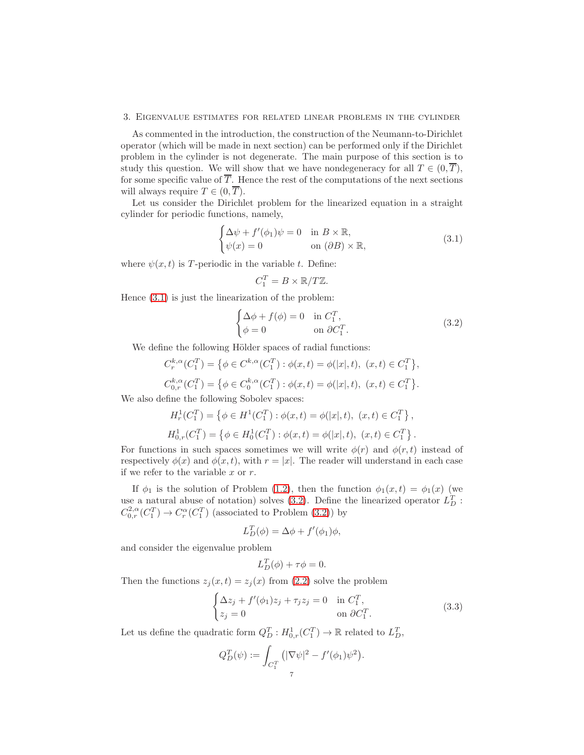## 3. Eigenvalue estimates for related linear problems in the cylinder

As commented in the introduction, the construction of the Neumann-to-Dirichlet operator (which will be made in next section) can be performed only if the Dirichlet problem in the cylinder is not degenerate. The main purpose of this section is to study this question. We will show that we have nondegeneracy for all $T \in (0, \overline{T})$, for some specific value of $\overline{T}$. Hence the rest of the computations of the next sections will always require $T \in (0, \overline{T})$.

Let us consider the Dirichlet problem for the linearized equation in a straight cylinder for periodic functions, namely,

$$
\begin{cases} \Delta \psi + f'(\phi_1)\psi = 0 & \text{in } B \times \mathbb{R}, \\ \psi(x) = 0 & \text{on } (\partial B) \times \mathbb{R}, \end{cases} \tag{3.1}
$$

where $\psi(x,t)$ is $T$-periodic in the variable $t$. Define:

$$
C_1^T = B \times \mathbb{R}/T\mathbb{Z}.
$$

Hence (3.1) is just the linearization of the problem:

$$
\begin{cases} \Delta \phi + f(\phi) = 0 & \text{in } C_1^T, \\ \phi = 0 & \text{on } \partial C_1^T. \end{cases} \tag{3.2}
$$

We define the following Hölder spaces of radial functions:

$$
C_r^{k,\alpha}(C_1^T) = \left\{ \phi \in C^{k,\alpha}(C_1^T) : \phi(x,t) = \phi(|x|,t),\ (x,t) \in C_1^T \right\},
$$

$$
C_{0,r}^{k,\alpha}(C_1^T) = \left\{ \phi \in C_0^{k,\alpha}(C_1^T) : \phi(x,t) = \phi(|x|,t),\ (x,t) \in C_1^T \right\}.
$$

We also define the following Sobolev spaces:

$$
H_r^1(C_1^T) = \left\{ \phi \in H^1(C_1^T) : \phi(x,t) = \phi(|x|,t),\ (x,t) \in C_1^T \right\},
$$

$$
H_{0,r}^1(C_1^T) = \left\{ \phi \in H_0^1(C_1^T) : \phi(x,t) = \phi(|x|,t),\ (x,t) \in C_1^T \right\}.
$$

For functions in such spaces sometimes we will write $\phi(r)$ and $\phi(r,t)$ instead of respectively $\phi(x)$ and $\phi(x,t)$, with $r = |x|$. The reader will understand in each case if we refer to the variable $x$ or $r$.

If $\phi_1$ is the solution of Problem (1.2), then the function $\phi_1(x,t) = \phi_1(x)$ (we use a natural abuse of notation) solves (3.2). Define the linearized operator $L_D^T : C_{0,r}^{2,\alpha}(C_1^T) \to C_r^{\alpha}(C_1^T)$ (associated to Problem (3.2)) by

$$
L_D^T(\phi) = \Delta \phi + f'(\phi_1)\phi,
$$

and consider the eigenvalue problem

$$
L_D^T(\phi) + \tau \phi = 0.
$$

Then the functions $z_j(x,t) = z_j(x)$ from (2.2) solve the problem

$$
\begin{cases} \Delta z_j + f'(\phi_1) z_j + \tau_j z_j = 0 & \text{in } C_1^T, \\ z_j = 0 & \text{on } \partial C_1^T. \end{cases} \tag{3.3}
$$

Let us define the quadratic form $Q_D^T : H_{0,r}^1(C_1^T) \to \mathbb{R}$ related to $L_D^T$,

$$
Q_D^T(\psi) := \int_{C_1^T} \left( |\nabla \psi|^2 - f'(\phi_1)\psi^2 \right).
$$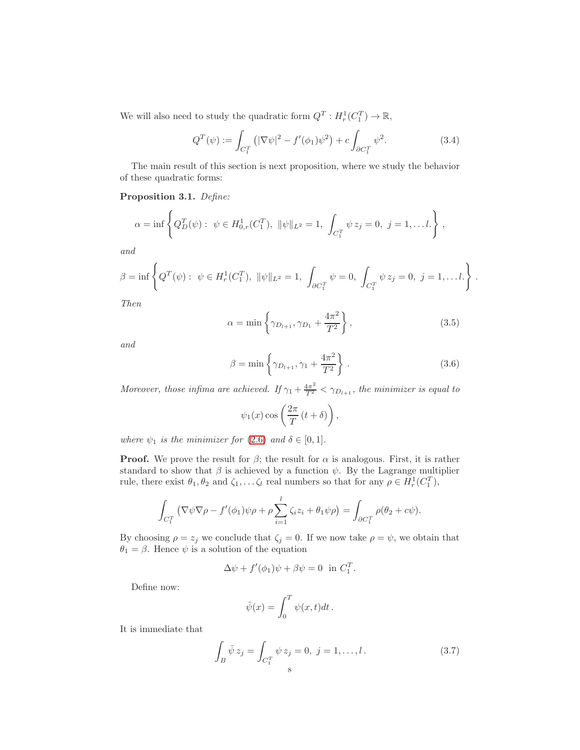We will also need to study the quadratic form $Q^T : H^1_r(C^T_1) \to \mathbb{R}$,

$$Q^T(\psi) := \int_{C^T_1} \left( |\nabla \psi|^2 - f'(\phi_1)\psi^2 \right) + c \int_{\partial C^T_1} \psi^2. \tag{3.4}$$

The main result of this section is next proposition, where we study the behavior of these quadratic forms:

**Proposition 3.1.** *Define:*

$$\alpha = \inf \left\{ Q^T_D(\psi) : \ \psi \in H^1_{0,r}(C^T_1), \ \|\psi\|_{L^2} = 1, \ \int_{C^T_1} \psi \, z_j = 0, \ j = 1, \dots l. \right\},$$

*and*

$$\beta = \inf \left\{ Q^T(\psi) : \ \psi \in H^1_r(C^T_1), \ \|\psi\|_{L^2} = 1, \ \int_{\partial C^T_1} \psi = 0, \ \int_{C^T_1} \psi \, z_j = 0, \ j = 1, \dots l. \right\}.$$

*Then*

$$\alpha = \min \left\{ \gamma_{D_{l+1}}, \gamma_{D_1} + \frac{4\pi^2}{T^2} \right\}, \tag{3.5}$$

*and*

$$\beta = \min \left\{ \gamma_{D_{l+1}}, \gamma_1 + \frac{4\pi^2}{T^2} \right\}. \tag{3.6}$$

*Moreover, those infima are achieved. If $\gamma_1 + \frac{4\pi^2}{T^2} < \gamma_{D_{l+1}}$, the minimizer is equal to*

$$\psi_1(x) \cos \left( \frac{2\pi}{T} (t + \delta) \right),$$

*where $\psi_1$ is the minimizer for (2.6) and $\delta \in [0, 1]$.*

**Proof.** We prove the result for $\beta$; the result for $\alpha$ is analogous. First, it is rather standard to show that $\beta$ is achieved by a function $\psi$. By the Lagrange multiplier rule, there exist $\theta_1, \theta_2$ and $\zeta_1, \dots \zeta_l$ real numbers so that for any $\rho \in H^1_r(C^T_1)$,

$$\int_{C^T_1} \left( \nabla \psi \nabla \rho - f'(\phi_1)\psi \rho + \rho \sum_{i=1}^{l} \zeta_i z_i + \theta_1 \psi \rho \right) = \int_{\partial C^T_1} \rho(\theta_2 + c\psi).$$

By choosing $\rho = z_j$ we conclude that $\zeta_j = 0$. If we now take $\rho = \psi$, we obtain that $\theta_1 = \beta$. Hence $\psi$ is a solution of the equation

$$\Delta \psi + f'(\phi_1)\psi + \beta \psi = 0 \ \text{ in } C^T_1.$$

Define now:

$$\bar{\psi}(x) = \int_0^T \psi(x, t) dt.$$

It is immediate that

$$\int_B \bar{\psi} \, z_j = \int_{C^T_1} \psi \, z_j = 0, \ j = 1, \dots, l. \tag{3.7}$$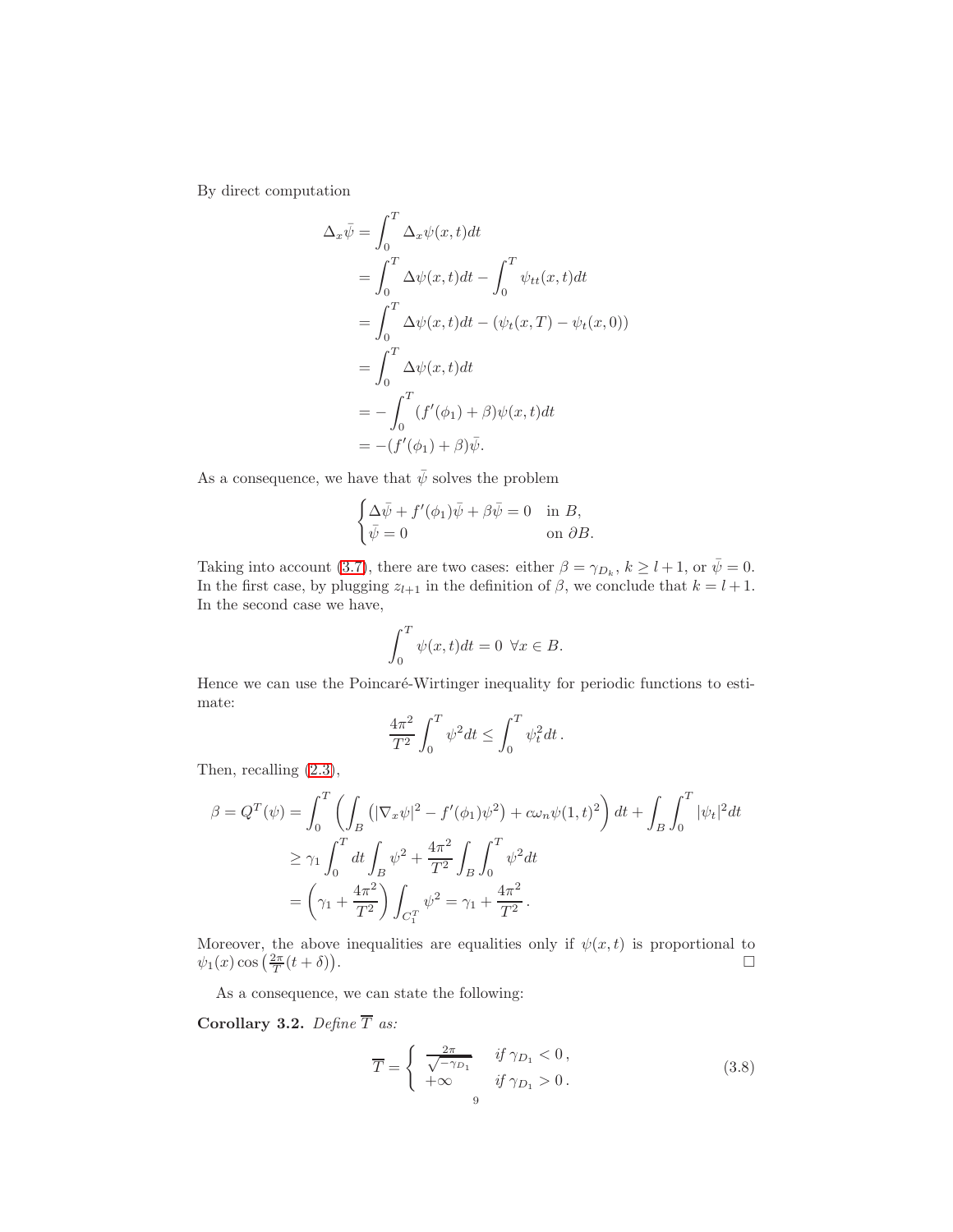By direct computation

$$
\begin{aligned}
\Delta_x \bar{\psi} &= \int_0^T \Delta_x \psi(x,t)dt \\
&= \int_0^T \Delta\psi(x,t)dt - \int_0^T \psi_{tt}(x,t)dt \\
&= \int_0^T \Delta\psi(x,t)dt - (\psi_t(x,T) - \psi_t(x,0)) \\
&= \int_0^T \Delta\psi(x,t)dt \\
&= -\int_0^T (f'(\phi_1)+\beta)\psi(x,t)dt \\
&= -(f'(\phi_1)+\beta)\bar{\psi}.
\end{aligned}
$$

As a consequence, we have that $\bar{\psi}$ solves the problem

$$
\begin{cases}
\Delta\bar{\psi} + f'(\phi_1)\bar{\psi} + \beta\bar{\psi} = 0 & \text{in } B, \\
\bar{\psi} = 0 & \text{on } \partial B.
\end{cases}
$$

Taking into account (3.7), there are two cases: either $\beta = \gamma_{D_k}$, $k \geq l+1$, or $\bar{\psi} = 0$. In the first case, by plugging $z_{l+1}$ in the definition of $\beta$, we conclude that $k = l+1$. In the second case we have,

$$
\int_0^T \psi(x,t)dt = 0 \ \ \forall x \in B.
$$

Hence we can use the Poincaré-Wirtinger inequality for periodic functions to estimate:

$$
\frac{4\pi^2}{T^2}\int_0^T \psi^2 dt \leq \int_0^T \psi_t^2 dt\,.
$$

Then, recalling (2.3),

$$
\begin{aligned}
\beta = Q^T(\psi) &= \int_0^T \left( \int_B \left( |\nabla_x \psi|^2 - f'(\phi_1)\psi^2 \right) + c\omega_n \psi(1,t)^2 \right) dt + \int_B \int_0^T |\psi_t|^2 dt \\
&\geq \gamma_1 \int_0^T dt \int_B \psi^2 + \frac{4\pi^2}{T^2}\int_B \int_0^T \psi^2 dt \\
&= \left( \gamma_1 + \frac{4\pi^2}{T^2} \right) \int_{C_1^T} \psi^2 = \gamma_1 + \frac{4\pi^2}{T^2}\,.
\end{aligned}
$$

Moreover, the above inequalities are equalities only if $\psi(x,t)$ is proportional to $\psi_1(x)\cos\left(\frac{2\pi}{T}(t+\delta)\right)$. $\square$

As a consequence, we can state the following:

**Corollary 3.2.** *Define $\overline{T}$ as:*

$$
\overline{T} = \begin{cases} \frac{2\pi}{\sqrt{-\gamma_{D_1}}} & \textit{if } \gamma_{D_1} < 0\,, \\ +\infty & \textit{if } \gamma_{D_1} > 0\,. \end{cases} \tag{3.8}
$$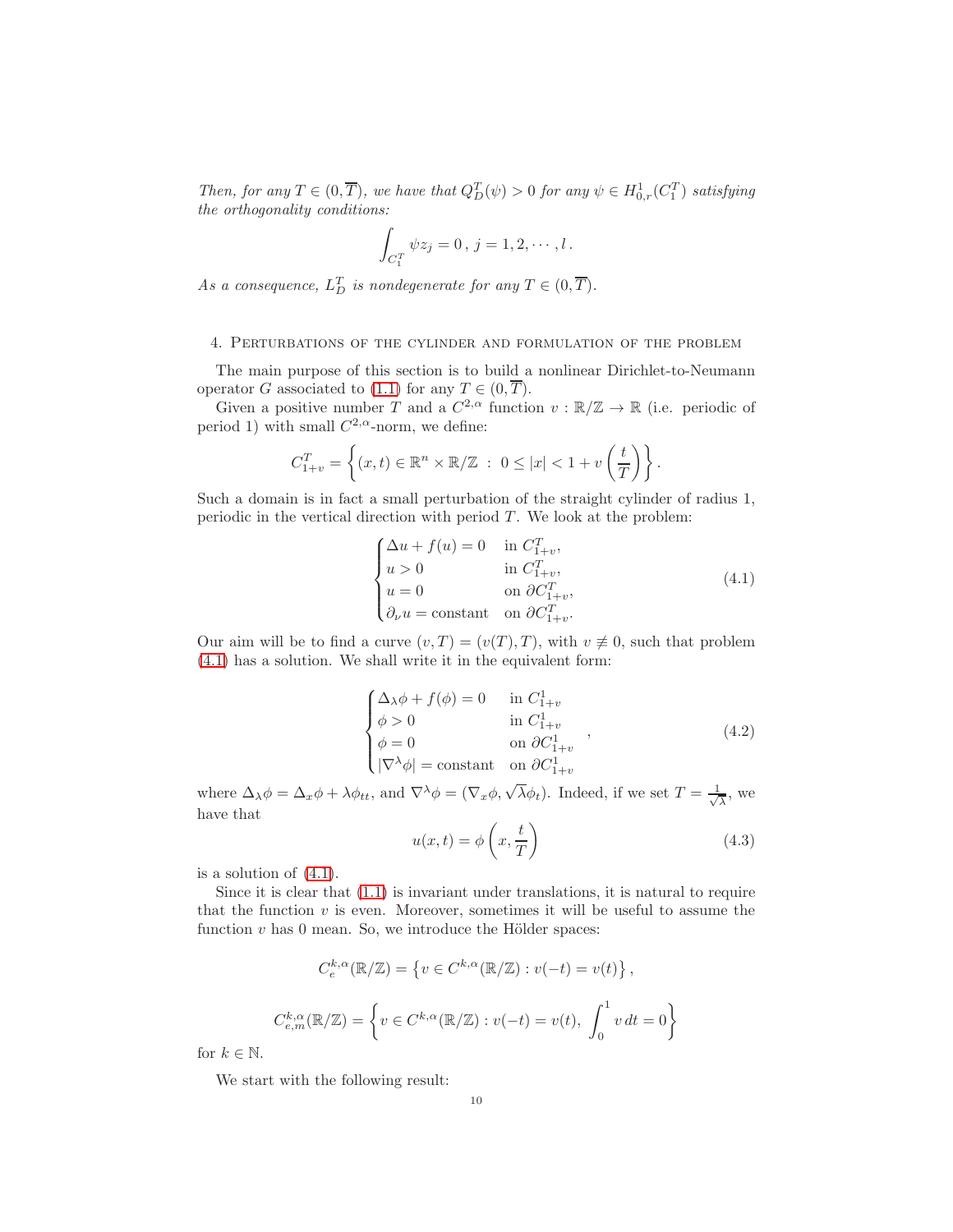*Then, for any $T \in (0, \overline{T})$, we have that $Q_D^T(\psi) > 0$ for any $\psi \in H^1_{0,r}(C_1^T)$ satisfying the orthogonality conditions:*

$$\int_{C_1^T} \psi z_j = 0 \, , \; j = 1, 2, \cdots, l \, .$$

*As a consequence, $L_D^T$ is nondegenerate for any $T \in (0, \overline{T})$.*

## 4. Perturbations of the cylinder and formulation of the problem

The main purpose of this section is to build a nonlinear Dirichlet-to-Neumann operator $G$ associated to (1.1) for any $T \in (0, \overline{T})$.

Given a positive number $T$ and a $C^{2,\alpha}$ function $v : \mathbb{R}/\mathbb{Z} \to \mathbb{R}$ (i.e. periodic of period 1) with small $C^{2,\alpha}$-norm, we define:

$$C^T_{1+v} = \left\{ (x,t) \in \mathbb{R}^n \times \mathbb{R}/\mathbb{Z} \; : \; 0 \leq |x| < 1 + v\left(\frac{t}{T}\right) \right\}.$$

Such a domain is in fact a small perturbation of the straight cylinder of radius 1, periodic in the vertical direction with period $T$. We look at the problem:

$$\begin{cases} \Delta u + f(u) = 0 & \text{in } C^T_{1+v}, \\ u > 0 & \text{in } C^T_{1+v}, \\ u = 0 & \text{on } \partial C^T_{1+v}, \\ \partial_\nu u = \text{constant} & \text{on } \partial C^T_{1+v}. \end{cases} \tag{4.1}$$

Our aim will be to find a curve $(v, T) = (v(T), T)$, with $v \not\equiv 0$, such that problem (4.1) has a solution. We shall write it in the equivalent form:

$$\begin{cases} \Delta_\lambda \phi + f(\phi) = 0 & \text{in } C^1_{1+v} \\ \phi > 0 & \text{in } C^1_{1+v} \\ \phi = 0 & \text{on } \partial C^1_{1+v} \\ |\nabla^\lambda \phi| = \text{constant} & \text{on } \partial C^1_{1+v} \end{cases}, \tag{4.2}$$

where $\Delta_\lambda \phi = \Delta_x \phi + \lambda \phi_{tt}$, and $\nabla^\lambda \phi = (\nabla_x \phi, \sqrt{\lambda} \phi_t)$. Indeed, if we set $T = \frac{1}{\sqrt{\lambda}}$, we have that

$$u(x,t) = \phi\left(x, \frac{t}{T}\right) \tag{4.3}$$

is a solution of (4.1).

Since it is clear that (1.1) is invariant under translations, it is natural to require that the function $v$ is even. Moreover, sometimes it will be useful to assume the function $v$ has 0 mean. So, we introduce the Hölder spaces:

$$C^{k,\alpha}_e(\mathbb{R}/\mathbb{Z}) = \left\{ v \in C^{k,\alpha}(\mathbb{R}/\mathbb{Z}) : v(-t) = v(t) \right\},$$

$$C^{k,\alpha}_{e,m}(\mathbb{R}/\mathbb{Z}) = \left\{ v \in C^{k,\alpha}(\mathbb{R}/\mathbb{Z}) : v(-t) = v(t), \; \int_0^1 v \, dt = 0 \right\}$$

for $k \in \mathbb{N}$.

We start with the following result: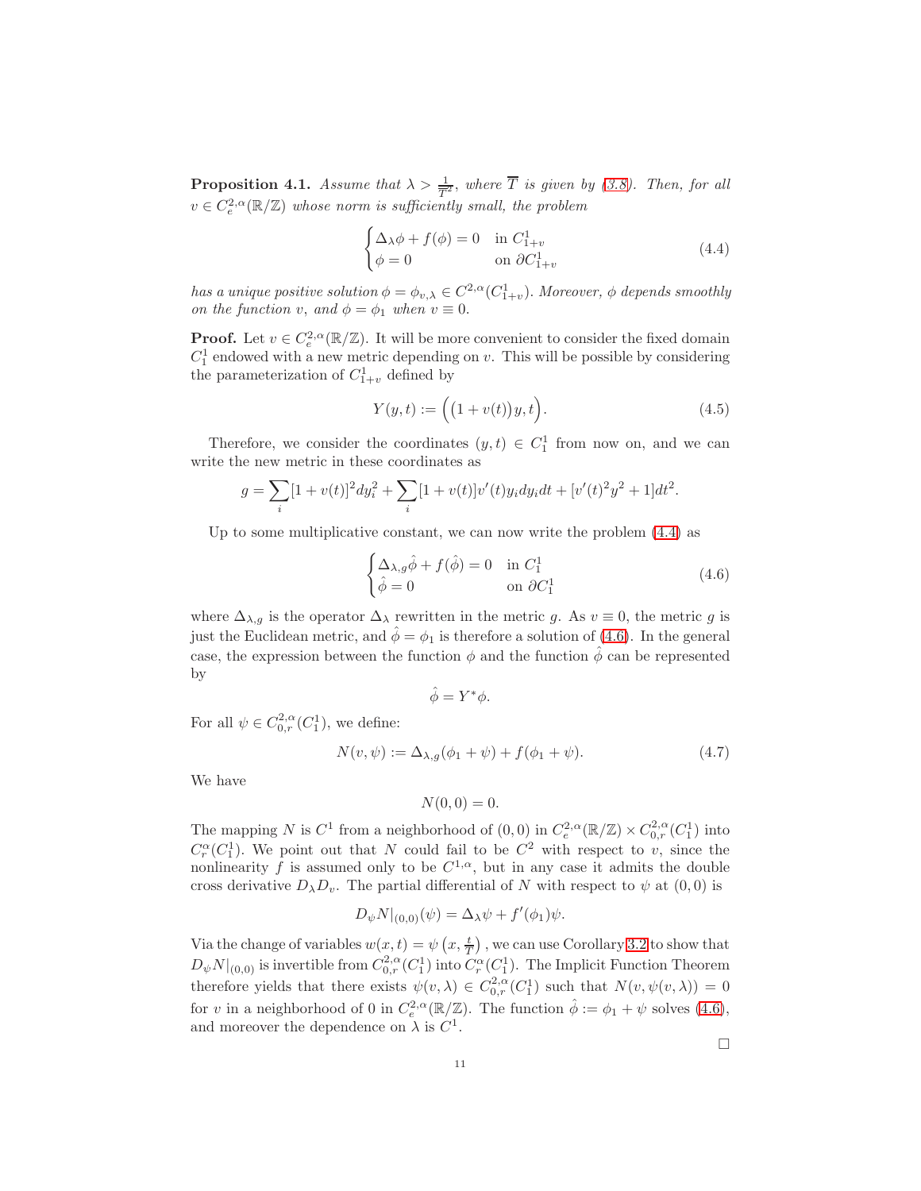**Proposition 4.1.** *Assume that $\lambda > \frac{1}{\overline{T}^2}$, where $\overline{T}$ is given by (3.8). Then, for all $v \in C^{2,\alpha}_e(\mathbb{R}/\mathbb{Z})$ whose norm is sufficiently small, the problem*

$$\begin{cases} \Delta_\lambda \phi + f(\phi) = 0 & \text{in } C^1_{1+v} \\ \phi = 0 & \text{on } \partial C^1_{1+v} \end{cases} \tag{4.4}$$

*has a unique positive solution $\phi = \phi_{v,\lambda} \in C^{2,\alpha}(C^1_{1+v})$. Moreover, $\phi$ depends smoothly on the function $v$, and $\phi = \phi_1$ when $v \equiv 0$.*

**Proof.** Let $v \in C^{2,\alpha}_e(\mathbb{R}/\mathbb{Z})$. It will be more convenient to consider the fixed domain $C^1_1$ endowed with a new metric depending on $v$. This will be possible by considering the parameterization of $C^1_{1+v}$ defined by

$$Y(y,t) := \Big(\big(1+v(t)\big)y, t\Big). \tag{4.5}$$

Therefore, we consider the coordinates $(y,t) \in C^1_1$ from now on, and we can write the new metric in these coordinates as

$$g = \sum_i [1+v(t)]^2 dy_i^2 + \sum_i [1+v(t)]v'(t) y_i dy_i dt + [v'(t)^2 y^2 + 1] dt^2.$$

Up to some multiplicative constant, we can now write the problem (4.4) as

$$\begin{cases} \Delta_{\lambda,g} \hat{\phi} + f(\hat{\phi}) = 0 & \text{in } C^1_1 \\ \hat{\phi} = 0 & \text{on } \partial C^1_1 \end{cases} \tag{4.6}$$

where $\Delta_{\lambda,g}$ is the operator $\Delta_\lambda$ rewritten in the metric $g$. As $v \equiv 0$, the metric $g$ is just the Euclidean metric, and $\hat{\phi} = \phi_1$ is therefore a solution of (4.6). In the general case, the expression between the function $\phi$ and the function $\hat{\phi}$ can be represented by

$$\hat{\phi} = Y^* \phi.$$

For all $\psi \in C^{2,\alpha}_{0,r}(C^1_1)$, we define:

$$N(v,\psi) := \Delta_{\lambda,g}(\phi_1 + \psi) + f(\phi_1 + \psi). \tag{4.7}$$

We have

$$N(0,0) = 0.$$

The mapping $N$ is $C^1$ from a neighborhood of $(0,0)$ in $C^{2,\alpha}_e(\mathbb{R}/\mathbb{Z}) \times C^{2,\alpha}_{0,r}(C^1_1)$ into $C^\alpha_r(C^1_1)$. We point out that $N$ could fail to be $C^2$ with respect to $v$, since the nonlinearity $f$ is assumed only to be $C^{1,\alpha}$, but in any case it admits the double cross derivative $D_\lambda D_v$. The partial differential of $N$ with respect to $\psi$ at $(0,0)$ is

$$D_\psi N|_{(0,0)}(\psi) = \Delta_\lambda \psi + f'(\phi_1)\psi.$$

Via the change of variables $w(x,t) = \psi\left(x, \frac{t}{T}\right)$, we can use Corollary 3.2 to show that $D_\psi N|_{(0,0)}$ is invertible from $C^{2,\alpha}_{0,r}(C^1_1)$ into $C^\alpha_r(C^1_1)$. The Implicit Function Theorem therefore yields that there exists $\psi(v,\lambda) \in C^{2,\alpha}_{0,r}(C^1_1)$ such that $N(v,\psi(v,\lambda)) = 0$ for $v$ in a neighborhood of 0 in $C^{2,\alpha}_e(\mathbb{R}/\mathbb{Z})$. The function $\hat{\phi} := \phi_1 + \psi$ solves (4.6), and moreover the dependence on $\lambda$ is $C^1$.

□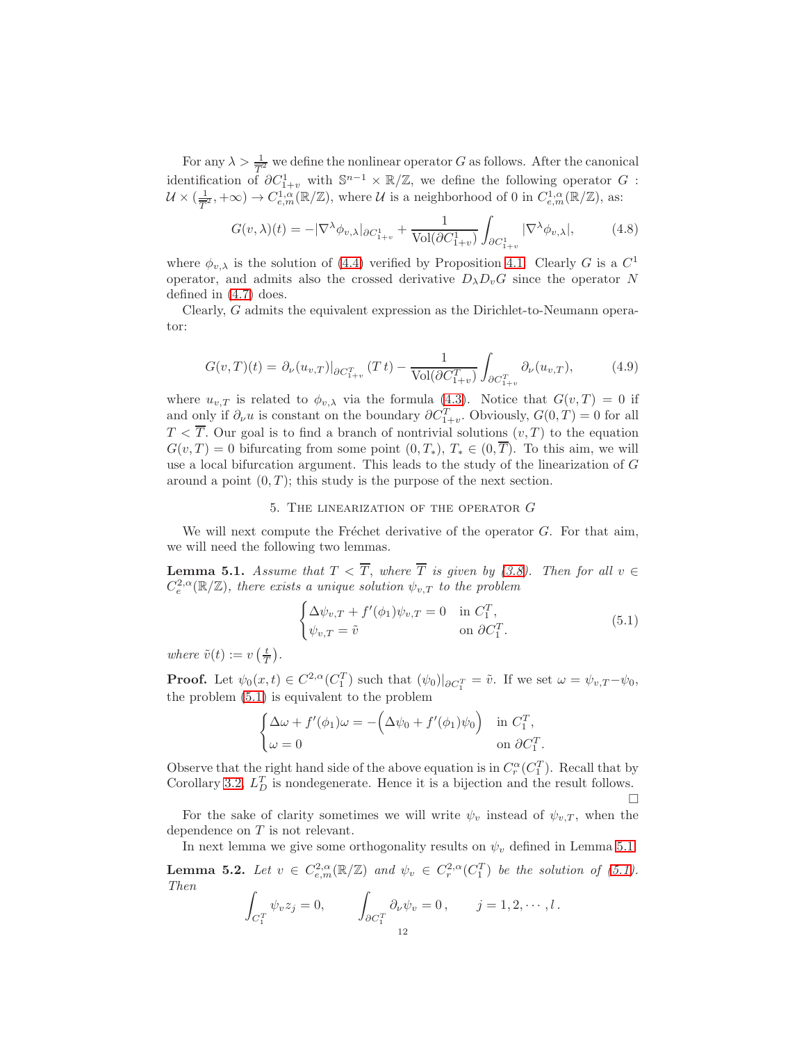For any $\lambda > \frac{1}{\overline{T}^2}$ we define the nonlinear operator $G$ as follows. After the canonical identification of $\partial C^1_{1+v}$ with $\mathbb{S}^{n-1} \times \mathbb{R}/\mathbb{Z}$, we define the following operator $G : \mathcal{U} \times (\frac{1}{\overline{T}^2}, +\infty) \to C^{1,\alpha}_{e,m}(\mathbb{R}/\mathbb{Z})$, where $\mathcal{U}$ is a neighborhood of 0 in $C^{1,\alpha}_{e,m}(\mathbb{R}/\mathbb{Z})$, as:

$$G(v,\lambda)(t) = -|\nabla^\lambda \phi_{v,\lambda}|_{\partial C^1_{1+v}} + \frac{1}{\mathrm{Vol}(\partial C^1_{1+v})} \int_{\partial C^1_{1+v}} |\nabla^\lambda \phi_{v,\lambda}|, \tag{4.8}$$

where $\phi_{v,\lambda}$ is the solution of (4.4) verified by Proposition 4.1. Clearly $G$ is a $C^1$ operator, and admits also the crossed derivative $D_\lambda D_v G$ since the operator $N$ defined in (4.7) does.

Clearly, $G$ admits the equivalent expression as the Dirichlet-to-Neumann operator:

$$G(v,T)(t) = \partial_\nu(u_{v,T})|_{\partial C^T_{1+v}}(T\,t) - \frac{1}{\mathrm{Vol}(\partial C^T_{1+v})} \int_{\partial C^T_{1+v}} \partial_\nu(u_{v,T}), \tag{4.9}$$

where $u_{v,T}$ is related to $\phi_{v,\lambda}$ via the formula (4.3). Notice that $G(v,T) = 0$ if and only if $\partial_\nu u$ is constant on the boundary $\partial C^T_{1+v}$. Obviously, $G(0,T) = 0$ for all $T < \overline{T}$. Our goal is to find a branch of nontrivial solutions $(v,T)$ to the equation $G(v,T) = 0$ bifurcating from some point $(0,T_*)$, $T_* \in (0,\overline{T})$. To this aim, we will use a local bifurcation argument. This leads to the study of the linearization of $G$ around a point $(0,T)$; this study is the purpose of the next section.

## 5. The linearization of the operator $G$

We will next compute the Fréchet derivative of the operator $G$. For that aim, we will need the following two lemmas.

**Lemma 5.1.** *Assume that $T < \overline{T}$, where $\overline{T}$ is given by (3.8). Then for all $v \in C^{2,\alpha}_e(\mathbb{R}/\mathbb{Z})$, there exists a unique solution $\psi_{v,T}$ to the problem*

$$\begin{cases} \Delta \psi_{v,T} + f'(\phi_1)\psi_{v,T} = 0 & \text{in } C^T_1, \\ \psi_{v,T} = \tilde{v} & \text{on } \partial C^T_1. \end{cases} \tag{5.1}$$

*where $\tilde{v}(t) := v\left(\frac{t}{T}\right)$.*

**Proof.** Let $\psi_0(x,t) \in C^{2,\alpha}(C^T_1)$ such that $(\psi_0)|_{\partial C^T_1} = \tilde{v}$. If we set $\omega = \psi_{v,T} - \psi_0$, the problem (5.1) is equivalent to the problem

$$\begin{cases} \Delta \omega + f'(\phi_1)\omega = -\Big(\Delta\psi_0 + f'(\phi_1)\psi_0\Big) & \text{in } C^T_1, \\ \omega = 0 & \text{on } \partial C^T_1. \end{cases}$$

Observe that the right hand side of the above equation is in $C^\alpha_r(C^T_1)$. Recall that by Corollary 3.2, $L^T_D$ is nondegenerate. Hence it is a bijection and the result follows. $\square$

For the sake of clarity sometimes we will write $\psi_v$ instead of $\psi_{v,T}$, when the dependence on $T$ is not relevant.

In next lemma we give some orthogonality results on $\psi_v$ defined in Lemma 5.1.

**Lemma 5.2.** *Let $v \in C^{2,\alpha}_{e,m}(\mathbb{R}/\mathbb{Z})$ and $\psi_v \in C^{2,\alpha}_r(C^T_1)$ be the solution of (5.1). Then*

$$\int_{C^T_1} \psi_v z_j = 0, \qquad \int_{\partial C^T_1} \partial_\nu \psi_v = 0\,, \qquad j = 1,2,\cdots,l\,.$$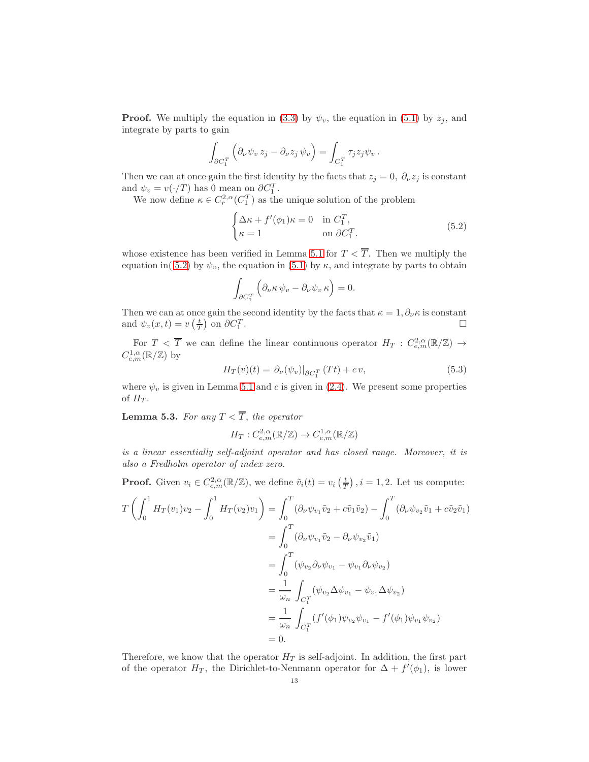**Proof.** We multiply the equation in (3.3) by $\psi_v$, the equation in (5.1) by $z_j$, and integrate by parts to gain

$$\int_{\partial C_1^T} \Big( \partial_\nu \psi_v \, z_j - \partial_\nu z_j \, \psi_v \Big) = \int_{C_1^T} \tau_j z_j \psi_v \, .$$

Then we can at once gain the first identity by the facts that $z_j = 0$, $\partial_\nu z_j$ is constant and $\psi_v = v(\cdot/T)$ has 0 mean on $\partial C_1^T$.

We now define $\kappa \in C_r^{2,\alpha}(C_1^T)$ as the unique solution of the problem

$$\begin{cases} \Delta \kappa + f'(\phi_1)\kappa = 0 & \text{in } C_1^T, \\ \kappa = 1 & \text{on } \partial C_1^T. \end{cases} \tag{5.2}$$

whose existence has been verified in Lemma 5.1 for $T < \overline{T}$. Then we multiply the equation in( 5.2) by $\psi_v$, the equation in (5.1) by $\kappa$, and integrate by parts to obtain

$$\int_{\partial C_1^T} \Big( \partial_\nu \kappa \, \psi_v - \partial_\nu \psi_v \, \kappa \Big) = 0.$$

Then we can at once gain the second identity by the facts that $\kappa = 1, \partial_\nu \kappa$ is constant and $\psi_v(x,t) = v\left(\frac{t}{T}\right)$ on $\partial C_1^T$. $\square$

For $T < \overline{T}$ we can define the linear continuous operator $H_T : C_{e,m}^{2,\alpha}(\mathbb{R}/\mathbb{Z}) \to C_{e,m}^{1,\alpha}(\mathbb{R}/\mathbb{Z})$ by

$$H_T(v)(t) = \partial_\nu(\psi_v)|_{\partial C_1^T}(Tt) + c\, v, \tag{5.3}$$

where $\psi_v$ is given in Lemma 5.1 and $c$ is given in (2.4). We present some properties of $H_T$.

**Lemma 5.3.** *For any $T < \overline{T}$, the operator*

$$H_T : C_{e,m}^{2,\alpha}(\mathbb{R}/\mathbb{Z}) \to C_{e,m}^{1,\alpha}(\mathbb{R}/\mathbb{Z})$$

*is a linear essentially self-adjoint operator and has closed range. Moreover, it is also a Fredholm operator of index zero.*

**Proof.** Given $v_i \in C_{e,m}^{2,\alpha}(\mathbb{R}/\mathbb{Z})$, we define $\tilde{v}_i(t) = v_i\left(\frac{t}{T}\right), i = 1, 2$. Let us compute:

$$\begin{aligned}
T\left(\int_0^1 H_T(v_1)v_2 - \int_0^1 H_T(v_2)v_1\right) &= \int_0^T (\partial_\nu \psi_{v_1} \tilde{v}_2 + c\tilde{v}_1\tilde{v}_2) - \int_0^T (\partial_\nu \psi_{v_2} \tilde{v}_1 + c\tilde{v}_2\tilde{v}_1) \\
&= \int_0^T (\partial_\nu \psi_{v_1} \tilde{v}_2 - \partial_\nu \psi_{v_2} \tilde{v}_1) \\
&= \int_0^T (\psi_{v_2} \partial_\nu \psi_{v_1} - \psi_{v_1} \partial_\nu \psi_{v_2}) \\
&= \frac{1}{\omega_n} \int_{C_1^T} (\psi_{v_2} \Delta \psi_{v_1} - \psi_{v_1} \Delta \psi_{v_2}) \\
&= \frac{1}{\omega_n} \int_{C_1^T} (f'(\phi_1)\psi_{v_2}\psi_{v_1} - f'(\phi_1)\psi_{v_1}\psi_{v_2}) \\
&= 0.
\end{aligned}$$

Therefore, we know that the operator $H_T$ is self-adjoint. In addition, the first part of the operator $H_T$, the Dirichlet-to-Nenmann operator for $\Delta + f'(\phi_1)$, is lower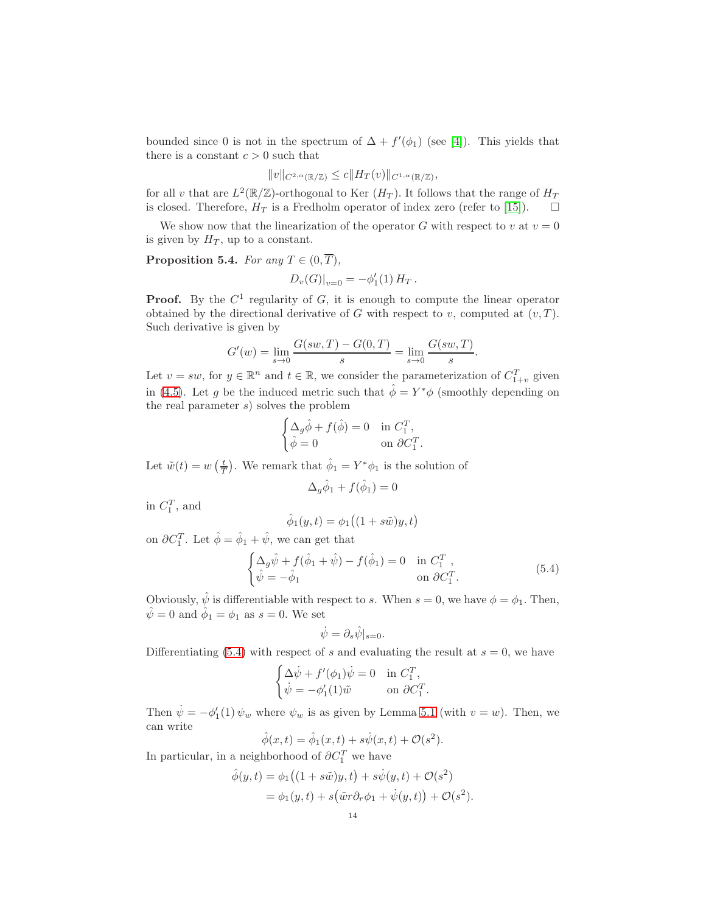bounded since 0 is not in the spectrum of $\Delta + f'(\phi_1)$ (see [4]). This yields that there is a constant $c > 0$ such that

$$\|v\|_{C^{2,\alpha}(\mathbb{R}/\mathbb{Z})} \le c\|H_T(v)\|_{C^{1,\alpha}(\mathbb{R}/\mathbb{Z})},$$

for all $v$ that are $L^2(\mathbb{R}/\mathbb{Z})$-orthogonal to Ker $(H_T)$. It follows that the range of $H_T$ is closed. Therefore, $H_T$ is a Fredholm operator of index zero (refer to [15]). $\square$

We show now that the linearization of the operator $G$ with respect to $v$ at $v = 0$ is given by $H_T$, up to a constant.

**Proposition 5.4.** *For any $T \in (0, \overline{T})$,*

$$D_v(G)|_{v=0} = -\phi_1'(1)\, H_T\,.$$

**Proof.** By the $C^1$ regularity of $G$, it is enough to compute the linear operator obtained by the directional derivative of $G$ with respect to $v$, computed at $(v, T)$. Such derivative is given by

$$G'(w) = \lim_{s\to 0} \frac{G(sw, T) - G(0, T)}{s} = \lim_{s\to 0} \frac{G(sw, T)}{s}.$$

Let $v = sw$, for $y \in \mathbb{R}^n$ and $t \in \mathbb{R}$, we consider the parameterization of $C^T_{1+v}$ given in (4.5). Let $g$ be the induced metric such that $\hat{\phi} = Y^*\phi$ (smoothly depending on the real parameter $s$) solves the problem

$$\begin{cases} \Delta_g \hat{\phi} + f(\hat{\phi}) = 0 & \text{in } C^T_1, \\ \hat{\phi} = 0 & \text{on } \partial C^T_1. \end{cases}$$

Let $\tilde{w}(t) = w\left(\frac{t}{T}\right)$. We remark that $\hat{\phi}_1 = Y^*\phi_1$ is the solution of

$$\Delta_g \hat{\phi}_1 + f(\hat{\phi}_1) = 0$$

in $C^T_1$, and

$$\hat{\phi}_1(y, t) = \phi_1\big((1 + s\tilde{w})y, t\big)$$

on $\partial C^T_1$. Let $\hat{\phi} = \hat{\phi}_1 + \hat{\psi}$, we can get that

$$\begin{cases} \Delta_g \hat{\psi} + f(\hat{\phi}_1 + \hat{\psi}) - f(\hat{\phi}_1) = 0 & \text{in } C^T_1\,, \\ \hat{\psi} = -\hat{\phi}_1 & \text{on } \partial C^T_1. \end{cases} \tag{5.4}$$

Obviously, $\hat{\psi}$ is differentiable with respect to $s$. When $s = 0$, we have $\phi = \phi_1$. Then, $\hat{\psi} = 0$ and $\hat{\phi}_1 = \phi_1$ as $s = 0$. We set

$$\dot{\psi} = \partial_s \hat{\psi}|_{s=0}.$$

Differentiating (5.4) with respect of $s$ and evaluating the result at $s = 0$, we have

$$\begin{cases} \Delta\dot{\psi} + f'(\phi_1)\dot{\psi} = 0 & \text{in } C^T_1, \\ \dot{\psi} = -\phi_1'(1)\tilde{w} & \text{on } \partial C^T_1. \end{cases}$$

Then $\dot{\psi} = -\phi_1'(1)\,\psi_w$ where $\psi_w$ is as given by Lemma 5.1 (with $v = w$). Then, we can write

$$\hat{\phi}(x, t) = \hat{\phi}_1(x, t) + s\dot{\psi}(x, t) + \mathcal{O}(s^2).$$

In particular, in a neighborhood of $\partial C^T_1$ we have

$$\begin{aligned} \hat{\phi}(y, t) &= \phi_1\big((1 + s\tilde{w})y, t\big) + s\dot{\psi}(y, t) + \mathcal{O}(s^2) \\ &= \phi_1(y, t) + s\big(\tilde{w} r \partial_r \phi_1 + \dot{\psi}(y, t)\big) + \mathcal{O}(s^2). \end{aligned}$$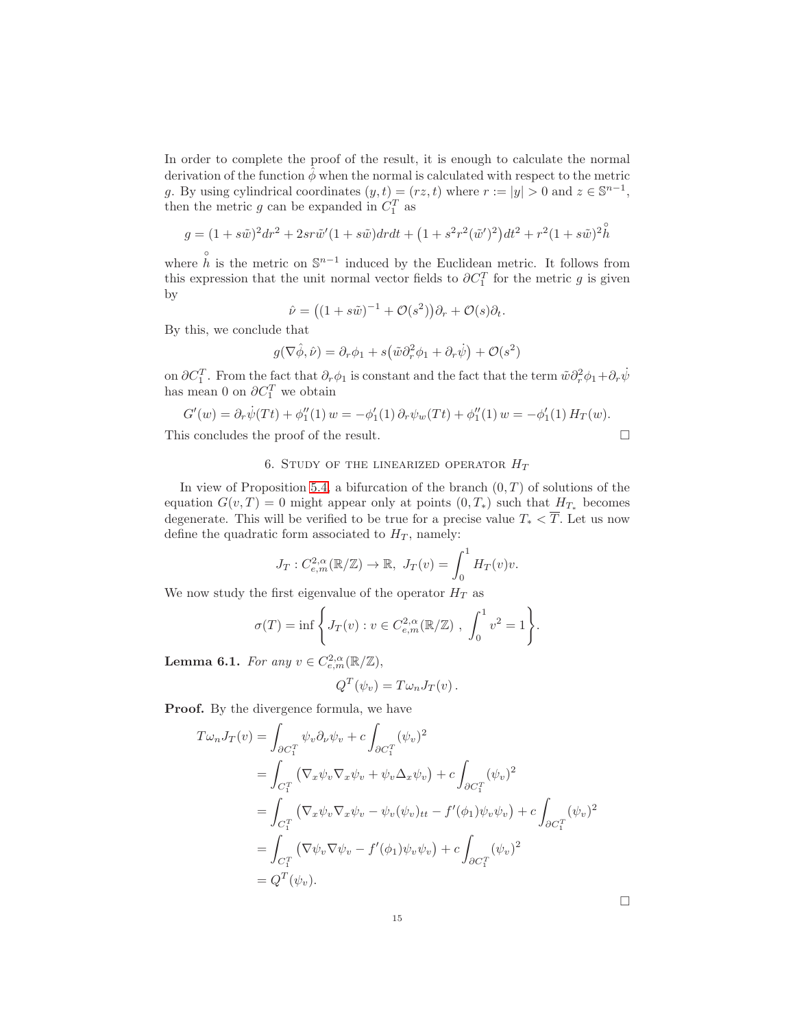In order to complete the proof of the result, it is enough to calculate the normal derivation of the function $\hat{\phi}$ when the normal is calculated with respect to the metric $g$. By using cylindrical coordinates $(y,t) = (rz, t)$ where $r := |y| > 0$ and $z \in \mathbb{S}^{n-1}$, then the metric $g$ can be expanded in $C_1^T$ as

$$g = (1+s\tilde{w})^2 dr^2 + 2sr\tilde{w}'(1+s\tilde{w})drdt + \big(1+s^2r^2(\tilde{w}')^2\big)dt^2 + r^2(1+s\tilde{w})^2\mathring{h}$$

where $\mathring{h}$ is the metric on $\mathbb{S}^{n-1}$ induced by the Euclidean metric. It follows from this expression that the unit normal vector fields to $\partial C_1^T$ for the metric $g$ is given by

$$\hat{\nu} = \big((1+s\tilde{w})^{-1} + \mathcal{O}(s^2)\big)\partial_r + \mathcal{O}(s)\partial_t.$$

By this, we conclude that

$$g(\nabla\hat{\phi}, \hat{\nu}) = \partial_r\phi_1 + s\big(\tilde{w}\partial_r^2\phi_1 + \partial_r\dot{\psi}\big) + \mathcal{O}(s^2)$$

on $\partial C_1^T$. From the fact that $\partial_r\phi_1$ is constant and the fact that the term $\tilde{w}\partial_r^2\phi_1 + \partial_r\dot{\psi}$ has mean 0 on $\partial C_1^T$ we obtain

$$G'(w) = \partial_r\dot{\psi}(Tt) + \phi_1''(1)\,w = -\phi_1'(1)\,\partial_r\psi_w(Tt) + \phi_1''(1)\,w = -\phi_1'(1)\,H_T(w).$$

This concludes the proof of the result. $\square$

## 6. Study of the linearized operator $H_T$

In view of Proposition 5.4, a bifurcation of the branch $(0,T)$ of solutions of the equation $G(v,T) = 0$ might appear only at points $(0,T_*)$ such that $H_{T_*}$ becomes degenerate. This will be verified to be true for a precise value $T_* < \overline{T}$. Let us now define the quadratic form associated to $H_T$, namely:

$$J_T : C^{2,\alpha}_{e,m}(\mathbb{R}/\mathbb{Z}) \to \mathbb{R},\ J_T(v) = \int_0^1 H_T(v)v.$$

We now study the first eigenvalue of the operator $H_T$ as

$$\sigma(T) = \inf\left\{ J_T(v) : v \in C^{2,\alpha}_{e,m}(\mathbb{R}/\mathbb{Z})\ ,\ \int_0^1 v^2 = 1 \right\}.$$

**Lemma 6.1.** *For any $v \in C^{2,\alpha}_{e,m}(\mathbb{R}/\mathbb{Z})$,*

$$Q^T(\psi_v) = T\omega_n J_T(v)\,.$$

**Proof.** By the divergence formula, we have

$$\begin{aligned}
T\omega_n J_T(v) &= \int_{\partial C_1^T} \psi_v \partial_\nu \psi_v + c\int_{\partial C_1^T} (\psi_v)^2 \\
&= \int_{C_1^T} \big(\nabla_x\psi_v \nabla_x\psi_v + \psi_v\Delta_x\psi_v\big) + c\int_{\partial C_1^T} (\psi_v)^2 \\
&= \int_{C_1^T} \big(\nabla_x\psi_v \nabla_x\psi_v - \psi_v(\psi_v)_{tt} - f'(\phi_1)\psi_v\psi_v\big) + c\int_{\partial C_1^T} (\psi_v)^2 \\
&= \int_{C_1^T} \big(\nabla\psi_v \nabla\psi_v - f'(\phi_1)\psi_v\psi_v\big) + c\int_{\partial C_1^T} (\psi_v)^2 \\
&= Q^T(\psi_v).
\end{aligned}$$

$\square$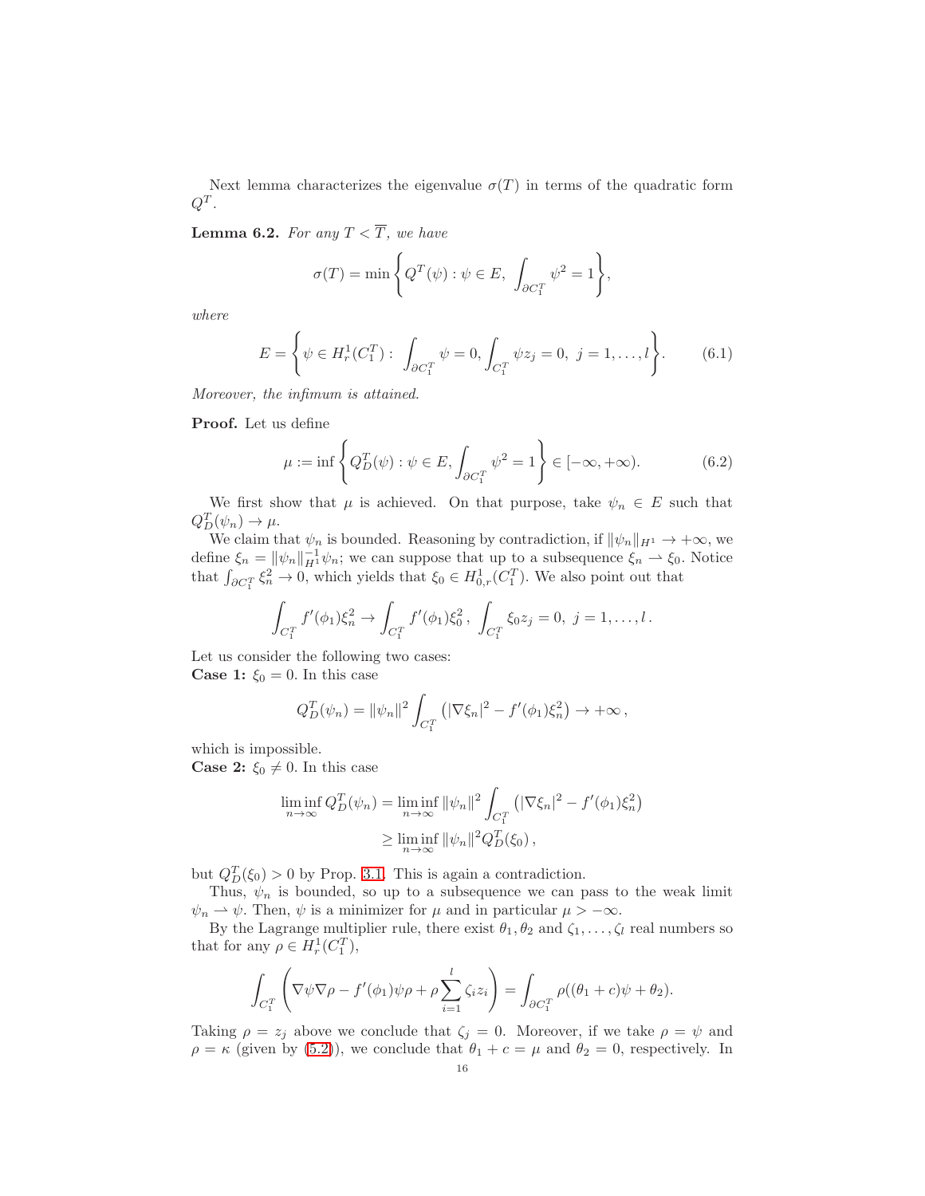Next lemma characterizes the eigenvalue $\sigma(T)$ in terms of the quadratic form $Q^T$.

**Lemma 6.2.** *For any $T < \overline{T}$, we have*

$$\sigma(T) = \min\left\{ Q^T(\psi) : \psi \in E,\ \int_{\partial C_1^T} \psi^2 = 1 \right\},$$

*where*

$$E = \left\{ \psi \in H_r^1(C_1^T) : \int_{\partial C_1^T} \psi = 0, \int_{C_1^T} \psi z_j = 0,\ j = 1, \dots, l \right\}. \tag{6.1}$$

*Moreover, the infimum is attained.*

**Proof.** Let us define

$$\mu := \inf\left\{ Q_D^T(\psi) : \psi \in E, \int_{\partial C_1^T} \psi^2 = 1 \right\} \in [-\infty, +\infty). \tag{6.2}$$

We first show that $\mu$ is achieved. On that purpose, take $\psi_n \in E$ such that $Q_D^T(\psi_n) \to \mu$.

We claim that $\psi_n$ is bounded. Reasoning by contradiction, if $\|\psi_n\|_{H^1} \to +\infty$, we define $\xi_n = \|\psi_n\|_{H^1}^{-1} \psi_n$; we can suppose that up to a subsequence $\xi_n \rightharpoonup \xi_0$. Notice that $\int_{\partial C_1^T} \xi_n^2 \to 0$, which yields that $\xi_0 \in H_{0,r}^1(C_1^T)$. We also point out that

$$\int_{C_1^T} f'(\phi_1)\xi_n^2 \to \int_{C_1^T} f'(\phi_1)\xi_0^2\,,\ \int_{C_1^T} \xi_0 z_j = 0,\ j = 1, \dots, l\,.$$

Let us consider the following two cases:
**Case 1:** $\xi_0 = 0$. In this case

$$Q_D^T(\psi_n) = \|\psi_n\|^2 \int_{C_1^T} \left( |\nabla \xi_n|^2 - f'(\phi_1)\xi_n^2 \right) \to +\infty\,,$$

which is impossible.
**Case 2:** $\xi_0 \neq 0$. In this case

$$\begin{aligned}
\liminf_{n\to\infty} Q_D^T(\psi_n) &= \liminf_{n\to\infty} \|\psi_n\|^2 \int_{C_1^T} \left( |\nabla \xi_n|^2 - f'(\phi_1)\xi_n^2 \right) \\
&\geq \liminf_{n\to\infty} \|\psi_n\|^2 Q_D^T(\xi_0)\,,
\end{aligned}$$

but $Q_D^T(\xi_0) > 0$ by Prop. 3.1. This is again a contradiction.

Thus, $\psi_n$ is bounded, so up to a subsequence we can pass to the weak limit $\psi_n \rightharpoonup \psi$. Then, $\psi$ is a minimizer for $\mu$ and in particular $\mu > -\infty$.

By the Lagrange multiplier rule, there exist $\theta_1, \theta_2$ and $\zeta_1, \dots, \zeta_l$ real numbers so that for any $\rho \in H_r^1(C_1^T)$,

$$\int_{C_1^T} \left( \nabla\psi\nabla\rho - f'(\phi_1)\psi\rho + \rho\sum_{i=1}^{l} \zeta_i z_i \right) = \int_{\partial C_1^T} \rho((\theta_1 + c)\psi + \theta_2).$$

Taking $\rho = z_j$ above we conclude that $\zeta_j = 0$. Moreover, if we take $\rho = \psi$ and $\rho = \kappa$ (given by (5.2)), we conclude that $\theta_1 + c = \mu$ and $\theta_2 = 0$, respectively. In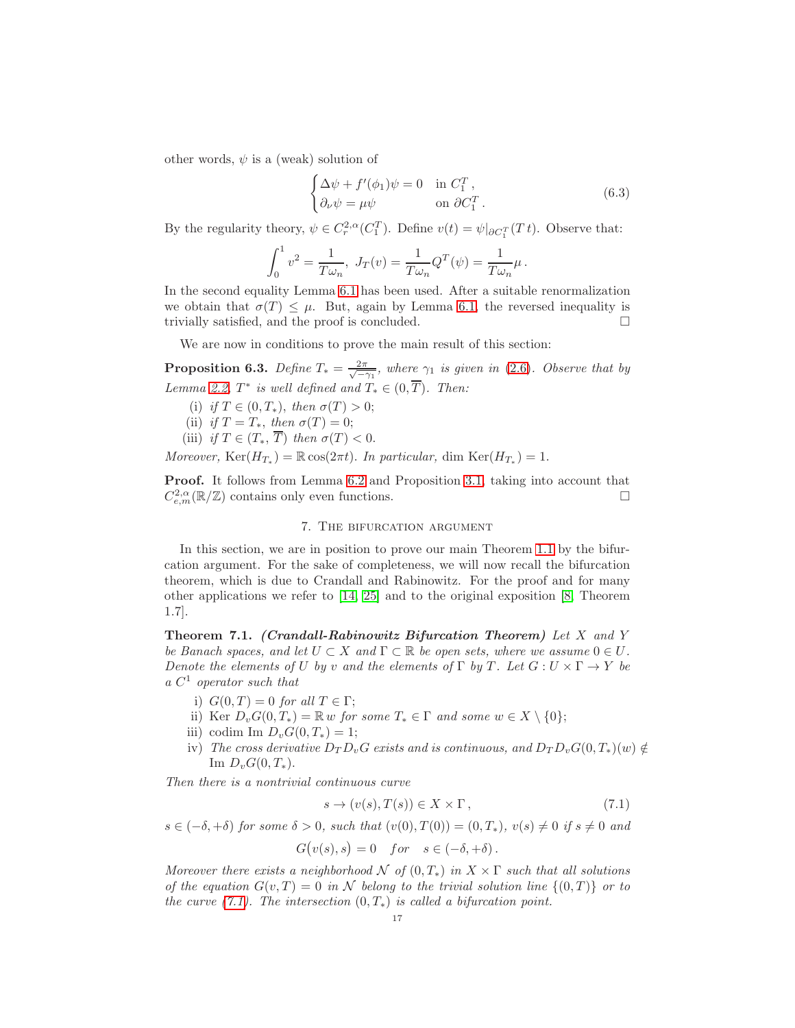other words, $\psi$ is a (weak) solution of

$$\begin{cases} \Delta\psi + f'(\phi_1)\psi = 0 & \text{in } C_1^T\,, \\ \partial_\nu \psi = \mu\psi & \text{on } \partial C_1^T\,. \end{cases} \tag{6.3}$$

By the regularity theory, $\psi \in C_r^{2,\alpha}(C_1^T)$. Define $v(t) = \psi|_{\partial C_1^T}(T\,t)$. Observe that:

$$\int_0^1 v^2 = \frac{1}{T\omega_n},\ J_T(v) = \frac{1}{T\omega_n} Q^T(\psi) = \frac{1}{T\omega_n}\mu\,.$$

In the second equality Lemma 6.1 has been used. After a suitable renormalization we obtain that $\sigma(T) \leq \mu$. But, again by Lemma 6.1, the reversed inequality is trivially satisfied, and the proof is concluded. □

We are now in conditions to prove the main result of this section:

**Proposition 6.3.** *Define $T_* = \frac{2\pi}{\sqrt{-\gamma_1}}$, where $\gamma_1$ is given in (2.6). Observe that by Lemma 2.2, $T^*$ is well defined and $T_* \in (0, \overline{T})$. Then:*

- (i) *if $T \in (0, T_*)$, then $\sigma(T) > 0$;*
- (ii) *if $T = T_*$, then $\sigma(T) = 0$;*
- (iii) *if $T \in (T_*, \overline{T})$ then $\sigma(T) < 0$.*

*Moreover,* $\mathrm{Ker}(H_{T_*}) = \mathbb{R}\cos(2\pi t)$*. In particular,* $\dim \mathrm{Ker}(H_{T_*}) = 1$.

**Proof.** It follows from Lemma 6.2 and Proposition 3.1, taking into account that $C^{2,\alpha}_{e,m}(\mathbb{R}/\mathbb{Z})$ contains only even functions. □

## 7. The bifurcation argument

In this section, we are in position to prove our main Theorem 1.1 by the bifurcation argument. For the sake of completeness, we will now recall the bifurcation theorem, which is due to Crandall and Rabinowitz. For the proof and for many other applications we refer to [14, 25] and to the original exposition [8, Theorem 1.7].

**Theorem 7.1.** ***(Crandall-Rabinowitz Bifurcation Theorem)*** *Let $X$ and $Y$ be Banach spaces, and let $U \subset X$ and $\Gamma \subset \mathbb{R}$ be open sets, where we assume $0 \in U$. Denote the elements of $U$ by $v$ and the elements of $\Gamma$ by $T$. Let $G : U \times \Gamma \to Y$ be a $C^1$ operator such that*

- i) *$G(0, T) = 0$ for all $T \in \Gamma$;*
- ii) *$\mathrm{Ker}\ D_v G(0, T_*) = \mathbb{R}\,w$ for some $T_* \in \Gamma$ and some $w \in X \setminus \{0\}$;*
- iii) *$\mathrm{codim}\ \mathrm{Im}\ D_v G(0, T_*) = 1$;*
- iv) *The cross derivative $D_T D_v G$ exists and is continuous, and $D_T D_v G(0, T_*)(w) \notin \mathrm{Im}\ D_v G(0, T_*)$.*

*Then there is a nontrivial continuous curve*

$$s \to (v(s), T(s)) \in X \times \Gamma\,, \tag{7.1}$$

*$s \in (-\delta, +\delta)$ for some $\delta > 0$, such that $(v(0), T(0)) = (0, T_*)$, $v(s) \neq 0$ if $s \neq 0$ and*

$$G\big(v(s), s\big) = 0 \quad for \quad s \in (-\delta, +\delta)\,.$$

*Moreover there exists a neighborhood $\mathcal{N}$ of $(0, T_*)$ in $X \times \Gamma$ such that all solutions of the equation $G(v, T) = 0$ in $\mathcal{N}$ belong to the trivial solution line $\{(0, T)\}$ or to the curve (7.1). The intersection $(0, T_*)$ is called a bifurcation point.*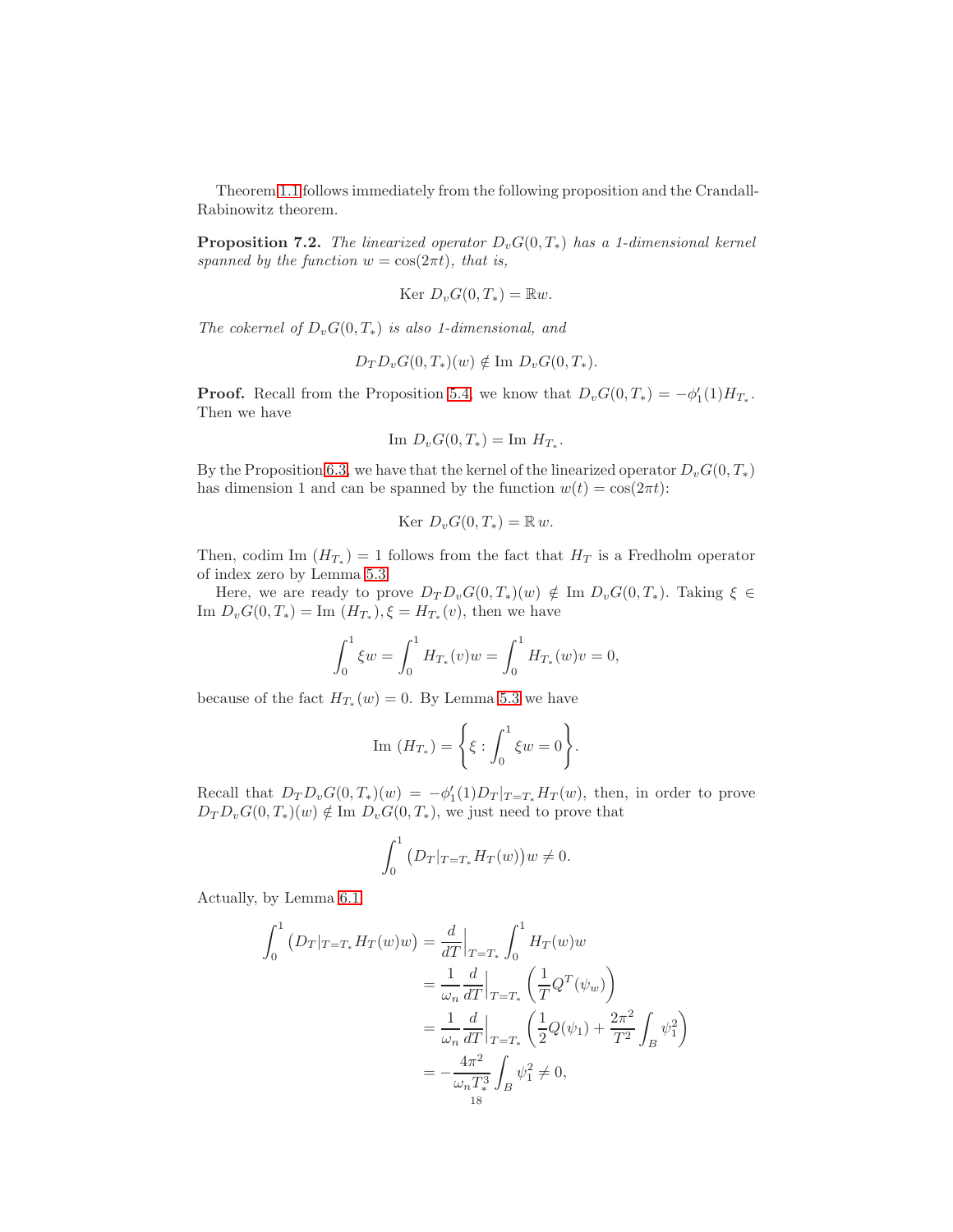Theorem 1.1 follows immediately from the following proposition and the Crandall-Rabinowitz theorem.

**Proposition 7.2.** *The linearized operator $D_vG(0,T_*)$ has a 1-dimensional kernel spanned by the function $w = \cos(2\pi t)$, that is,*

$$\text{Ker } D_vG(0,T_*) = \mathbb{R}w.$$

*The cokernel of $D_vG(0,T_*)$ is also 1-dimensional, and*

$$D_TD_vG(0,T_*)(w) \notin \text{Im } D_vG(0,T_*).$$

**Proof.** Recall from the Proposition 5.4, we know that $D_vG(0,T_*) = -\phi_1'(1)H_{T_*}$. Then we have

$$\text{Im } D_vG(0,T_*) = \text{Im } H_{T_*}.$$

By the Proposition 6.3, we have that the kernel of the linearized operator $D_vG(0,T_*)$ has dimension 1 and can be spanned by the function $w(t) = \cos(2\pi t)$:

$$\text{Ker } D_vG(0,T_*) = \mathbb{R}\, w.$$

Then, codim Im $(H_{T_*}) = 1$ follows from the fact that $H_T$ is a Fredholm operator of index zero by Lemma 5.3.

Here, we are ready to prove $D_TD_vG(0,T_*)(w) \notin \text{Im } D_vG(0,T_*)$. Taking $\xi \in \text{Im } D_vG(0,T_*) = \text{Im } (H_{T_*}), \xi = H_{T_*}(v)$, then we have

$$\int_0^1 \xi w = \int_0^1 H_{T_*}(v)w = \int_0^1 H_{T_*}(w)v = 0,$$

because of the fact $H_{T_*}(w) = 0$. By Lemma 5.3 we have

$$\text{Im } (H_{T_*}) = \left\{ \xi : \int_0^1 \xi w = 0 \right\}.$$

Recall that $D_TD_vG(0,T_*)(w) = -\phi_1'(1)D_T|_{T=T_*}H_T(w)$, then, in order to prove $D_TD_vG(0,T_*)(w) \notin \text{Im } D_vG(0,T_*)$, we just need to prove that

$$\int_0^1 \left(D_T|_{T=T_*}H_T(w)\right)w \neq 0.$$

Actually, by Lemma 6.1

$$\begin{aligned}
\int_0^1 \left(D_T|_{T=T_*}H_T(w)w\right) &= \frac{d}{dT}\Big|_{T=T_*}\int_0^1 H_T(w)w \\
&= \frac{1}{\omega_n}\frac{d}{dT}\Big|_{T=T_*}\left(\frac{1}{T}Q^T(\psi_w)\right) \\
&= \frac{1}{\omega_n}\frac{d}{dT}\Big|_{T=T_*}\left(\frac{1}{2}Q(\psi_1) + \frac{2\pi^2}{T^2}\int_B \psi_1^2\right) \\
&= -\frac{4\pi^2}{\omega_n T_*^3}\int_B \psi_1^2 \neq 0,
\end{aligned}$$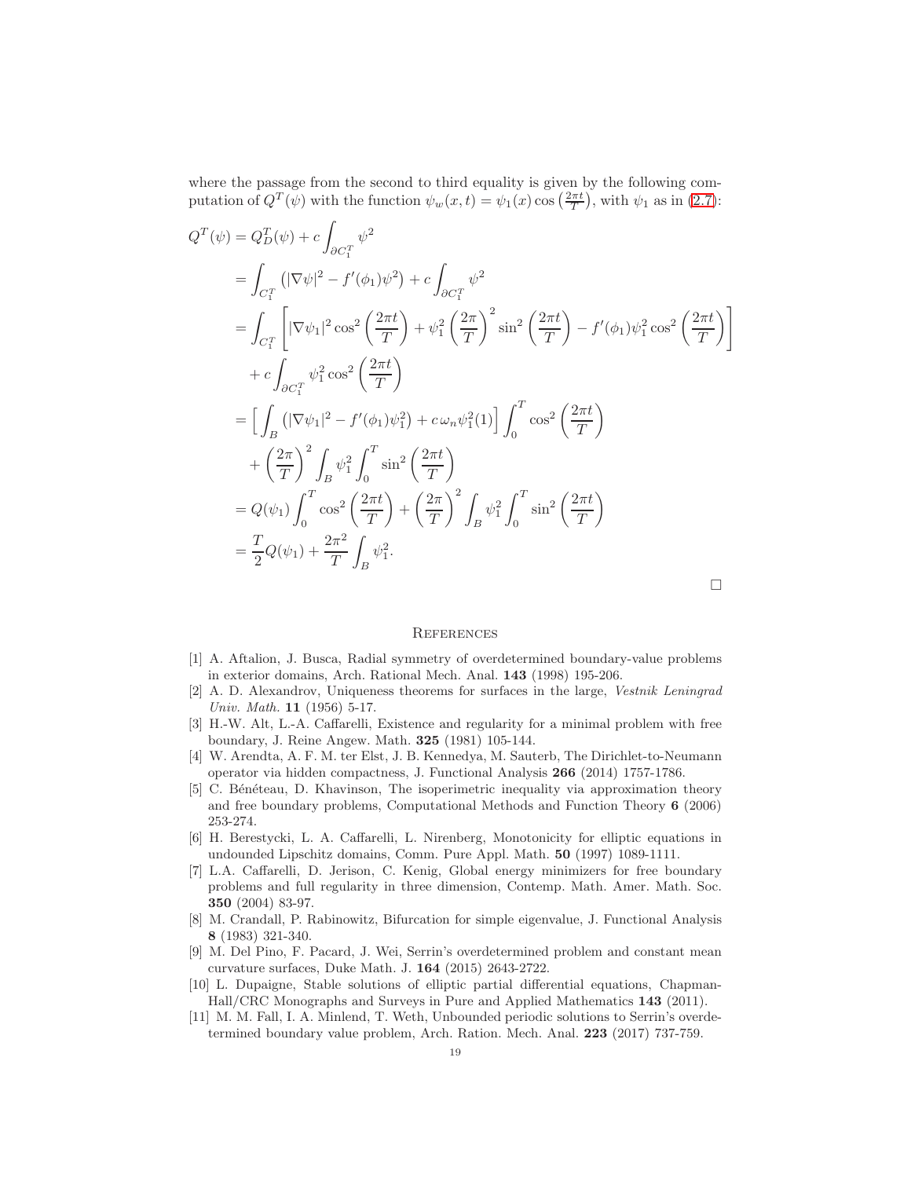where the passage from the second to third equality is given by the following computation of $Q^T(\psi)$ with the function $\psi_w(x,t) = \psi_1(x)\cos\left(\frac{2\pi t}{T}\right)$, with $\psi_1$ as in (2.7):

$$
\begin{aligned}
Q^T(\psi) &= Q_D^T(\psi) + c\int_{\partial C_1^T} \psi^2 \\
&= \int_{C_1^T} \left(|\nabla\psi|^2 - f'(\phi_1)\psi^2\right) + c\int_{\partial C_1^T} \psi^2 \\
&= \int_{C_1^T} \left[ |\nabla\psi_1|^2 \cos^2\left(\frac{2\pi t}{T}\right) + \psi_1^2 \left(\frac{2\pi}{T}\right)^2 \sin^2\left(\frac{2\pi t}{T}\right) - f'(\phi_1)\psi_1^2 \cos^2\left(\frac{2\pi t}{T}\right)\right] \\
&\quad + c\int_{\partial C_1^T} \psi_1^2 \cos^2\left(\frac{2\pi t}{T}\right) \\
&= \Big[ \int_B \left(|\nabla\psi_1|^2 - f'(\phi_1)\psi_1^2\right) + c\,\omega_n \psi_1^2(1)\Big] \int_0^T \cos^2\left(\frac{2\pi t}{T}\right) \\
&\quad + \left(\frac{2\pi}{T}\right)^2 \int_B \psi_1^2 \int_0^T \sin^2\left(\frac{2\pi t}{T}\right) \\
&= Q(\psi_1)\int_0^T \cos^2\left(\frac{2\pi t}{T}\right) + \left(\frac{2\pi}{T}\right)^2 \int_B \psi_1^2 \int_0^T \sin^2\left(\frac{2\pi t}{T}\right) \\
&= \frac{T}{2} Q(\psi_1) + \frac{2\pi^2}{T}\int_B \psi_1^2.
\end{aligned}
$$

□

## References

[1] A. Aftalion, J. Busca, Radial symmetry of overdetermined boundary-value problems in exterior domains, Arch. Rational Mech. Anal. **143** (1998) 195-206.

[2] A. D. Alexandrov, Uniqueness theorems for surfaces in the large, *Vestnik Leningrad Univ. Math.* **11** (1956) 5-17.

[3] H.-W. Alt, L.-A. Caffarelli, Existence and regularity for a minimal problem with free boundary, J. Reine Angew. Math. **325** (1981) 105-144.

[4] W. Arendta, A. F. M. ter Elst, J. B. Kennedya, M. Sauterb, The Dirichlet-to-Neumann operator via hidden compactness, J. Functional Analysis **266** (2014) 1757-1786.

[5] C. Bénéteau, D. Khavinson, The isoperimetric inequality via approximation theory and free boundary problems, Computational Methods and Function Theory **6** (2006) 253-274.

[6] H. Berestycki, L. A. Caffarelli, L. Nirenberg, Monotonicity for elliptic equations in undounded Lipschitz domains, Comm. Pure Appl. Math. **50** (1997) 1089-1111.

[7] L.A. Caffarelli, D. Jerison, C. Kenig, Global energy minimizers for free boundary problems and full regularity in three dimension, Contemp. Math. Amer. Math. Soc. **350** (2004) 83-97.

[8] M. Crandall, P. Rabinowitz, Bifurcation for simple eigenvalue, J. Functional Analysis **8** (1983) 321-340.

[9] M. Del Pino, F. Pacard, J. Wei, Serrin's overdetermined problem and constant mean curvature surfaces, Duke Math. J. **164** (2015) 2643-2722.

[10] L. Dupaigne, Stable solutions of elliptic partial differential equations, Chapman-Hall/CRC Monographs and Surveys in Pure and Applied Mathematics **143** (2011).

[11] M. M. Fall, I. A. Minlend, T. Weth, Unbounded periodic solutions to Serrin's overdetermined boundary value problem, Arch. Ration. Mech. Anal. **223** (2017) 737-759.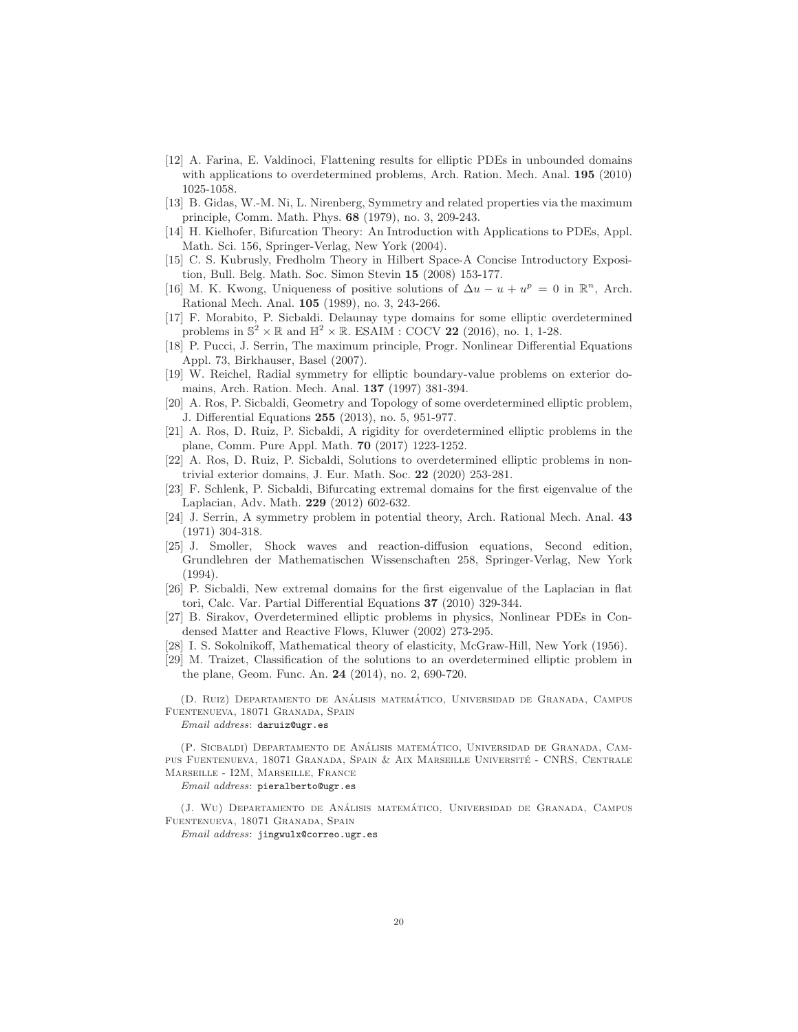[12] A. Farina, E. Valdinoci, Flattening results for elliptic PDEs in unbounded domains with applications to overdetermined problems, Arch. Ration. Mech. Anal. **195** (2010) 1025-1058.

[13] B. Gidas, W.-M. Ni, L. Nirenberg, Symmetry and related properties via the maximum principle, Comm. Math. Phys. **68** (1979), no. 3, 209-243.

[14] H. Kielhofer, Bifurcation Theory: An Introduction with Applications to PDEs, Appl. Math. Sci. 156, Springer-Verlag, New York (2004).

[15] C. S. Kubrusly, Fredholm Theory in Hilbert Space-A Concise Introductory Exposition, Bull. Belg. Math. Soc. Simon Stevin **15** (2008) 153-177.

[16] M. K. Kwong, Uniqueness of positive solutions of $\Delta u - u + u^p = 0$ in $\mathbb{R}^n$, Arch. Rational Mech. Anal. **105** (1989), no. 3, 243-266.

[17] F. Morabito, P. Sicbaldi. Delaunay type domains for some elliptic overdetermined problems in $\mathbb{S}^2 \times \mathbb{R}$ and $\mathbb{H}^2 \times \mathbb{R}$. ESAIM : COCV **22** (2016), no. 1, 1-28.

[18] P. Pucci, J. Serrin, The maximum principle, Progr. Nonlinear Differential Equations Appl. 73, Birkhauser, Basel (2007).

[19] W. Reichel, Radial symmetry for elliptic boundary-value problems on exterior domains, Arch. Ration. Mech. Anal. **137** (1997) 381-394.

[20] A. Ros, P. Sicbaldi, Geometry and Topology of some overdetermined elliptic problem, J. Differential Equations **255** (2013), no. 5, 951-977.

[21] A. Ros, D. Ruiz, P. Sicbaldi, A rigidity for overdetermined elliptic problems in the plane, Comm. Pure Appl. Math. **70** (2017) 1223-1252.

[22] A. Ros, D. Ruiz, P. Sicbaldi, Solutions to overdetermined elliptic problems in nontrivial exterior domains, J. Eur. Math. Soc. **22** (2020) 253-281.

[23] F. Schlenk, P. Sicbaldi, Bifurcating extremal domains for the first eigenvalue of the Laplacian, Adv. Math. **229** (2012) 602-632.

[24] J. Serrin, A symmetry problem in potential theory, Arch. Rational Mech. Anal. **43** (1971) 304-318.

[25] J. Smoller, Shock waves and reaction-diffusion equations, Second edition, Grundlehren der Mathematischen Wissenschaften 258, Springer-Verlag, New York (1994).

[26] P. Sicbaldi, New extremal domains for the first eigenvalue of the Laplacian in flat tori, Calc. Var. Partial Differential Equations **37** (2010) 329-344.

[27] B. Sirakov, Overdetermined elliptic problems in physics, Nonlinear PDEs in Condensed Matter and Reactive Flows, Kluwer (2002) 273-295.

[28] I. S. Sokolnikoff, Mathematical theory of elasticity, McGraw-Hill, New York (1956).

[29] M. Traizet, Classification of the solutions to an overdetermined elliptic problem in the plane, Geom. Func. An. **24** (2014), no. 2, 690-720.

(D. Ruiz) Departamento de Análisis matemático, Universidad de Granada, Campus Fuentenueva, 18071 Granada, Spain

*Email address*: `daruiz@ugr.es`

(P. Sicbaldi) Departamento de Análisis matemático, Universidad de Granada, Campus Fuentenueva, 18071 Granada, Spain & Aix Marseille Université - CNRS, Centrale Marseille - I2M, Marseille, France

*Email address*: `pieralberto@ugr.es`

(J. Wu) Departamento de Análisis matemático, Universidad de Granada, Campus Fuentenueva, 18071 Granada, Spain

*Email address*: `jingwulx@correo.ugr.es`